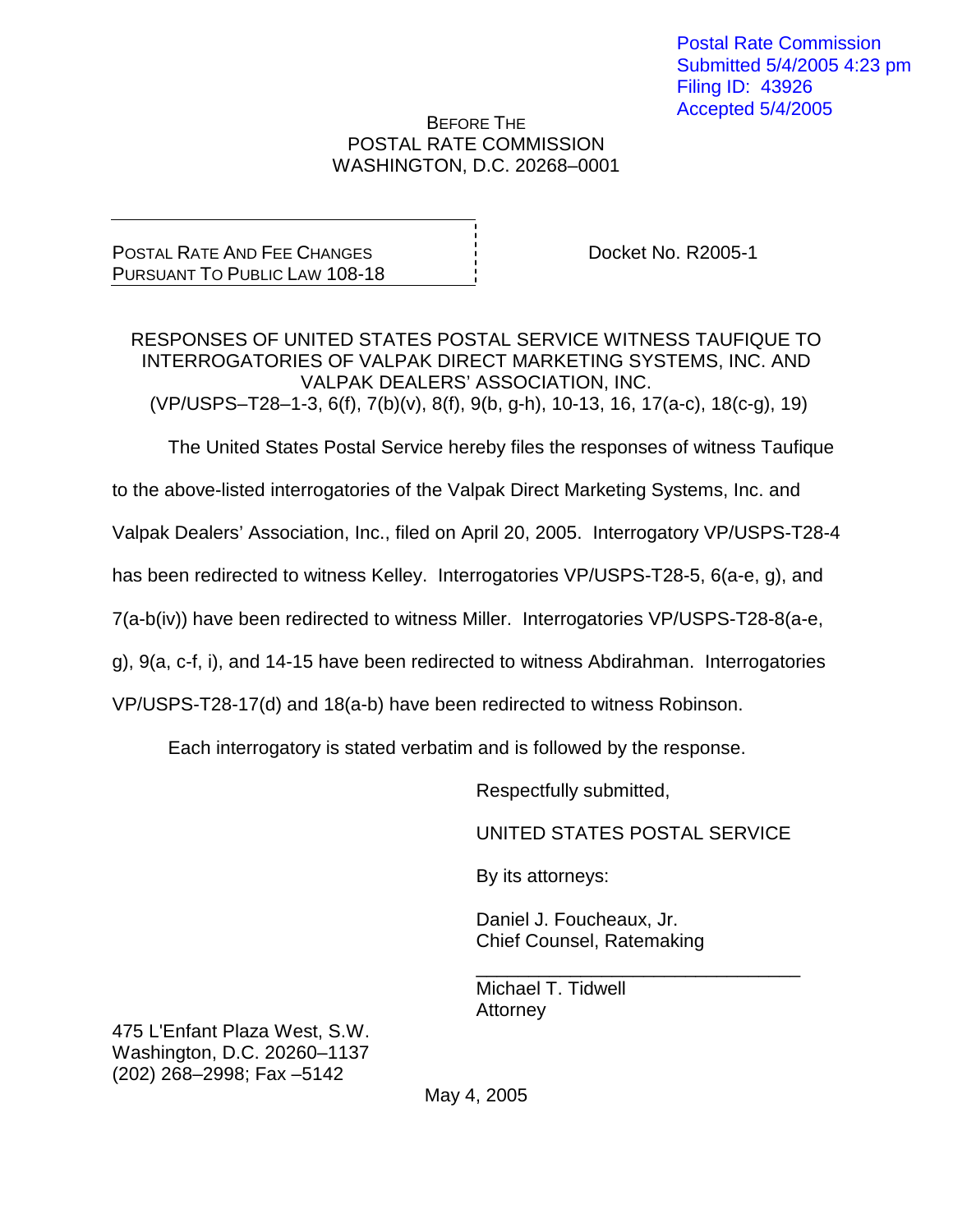Postal Rate Commission
Submitted 5/4/2005 4:23 pm
Filing ID: 43926
Accepted 5/4/2005

BEFORE THE
POSTAL RATE COMMISSION
WASHINGTON, D.C. 20268–0001

POSTAL RATE AND FEE CHANGES
PURSUANT TO PUBLIC LAW 108-18

Docket No. R2005-1

RESPONSES OF UNITED STATES POSTAL SERVICE WITNESS TAUFIQUE TO INTERROGATORIES OF VALPAK DIRECT MARKETING SYSTEMS, INC. AND VALPAK DEALERS' ASSOCIATION, INC.
(VP/USPS–T28–1-3, 6(f), 7(b)(v), 8(f), 9(b, g-h), 10-13, 16, 17(a-c), 18(c-g), 19)

The United States Postal Service hereby files the responses of witness Taufique to the above-listed interrogatories of the Valpak Direct Marketing Systems, Inc. and Valpak Dealers' Association, Inc., filed on April 20, 2005. Interrogatory VP/USPS-T28-4 has been redirected to witness Kelley. Interrogatories VP/USPS-T28-5, 6(a-e, g), and 7(a-b(iv)) have been redirected to witness Miller. Interrogatories VP/USPS-T28-8(a-e, g), 9(a, c-f, i), and 14-15 have been redirected to witness Abdirahman. Interrogatories VP/USPS-T28-17(d) and 18(a-b) have been redirected to witness Robinson.

Each interrogatory is stated verbatim and is followed by the response.

Respectfully submitted,

UNITED STATES POSTAL SERVICE

By its attorneys:

Daniel J. Foucheaux, Jr.
Chief Counsel, Ratemaking

\_\_\_\_\_\_\_\_\_\_\_\_\_\_\_\_\_\_\_\_\_\_\_\_\_\_\_\_\_\_\_\_
Michael T. Tidwell
Attorney

475 L'Enfant Plaza West, S.W.
Washington, D.C. 20260–1137
(202) 268–2998; Fax –5142

May 4, 2005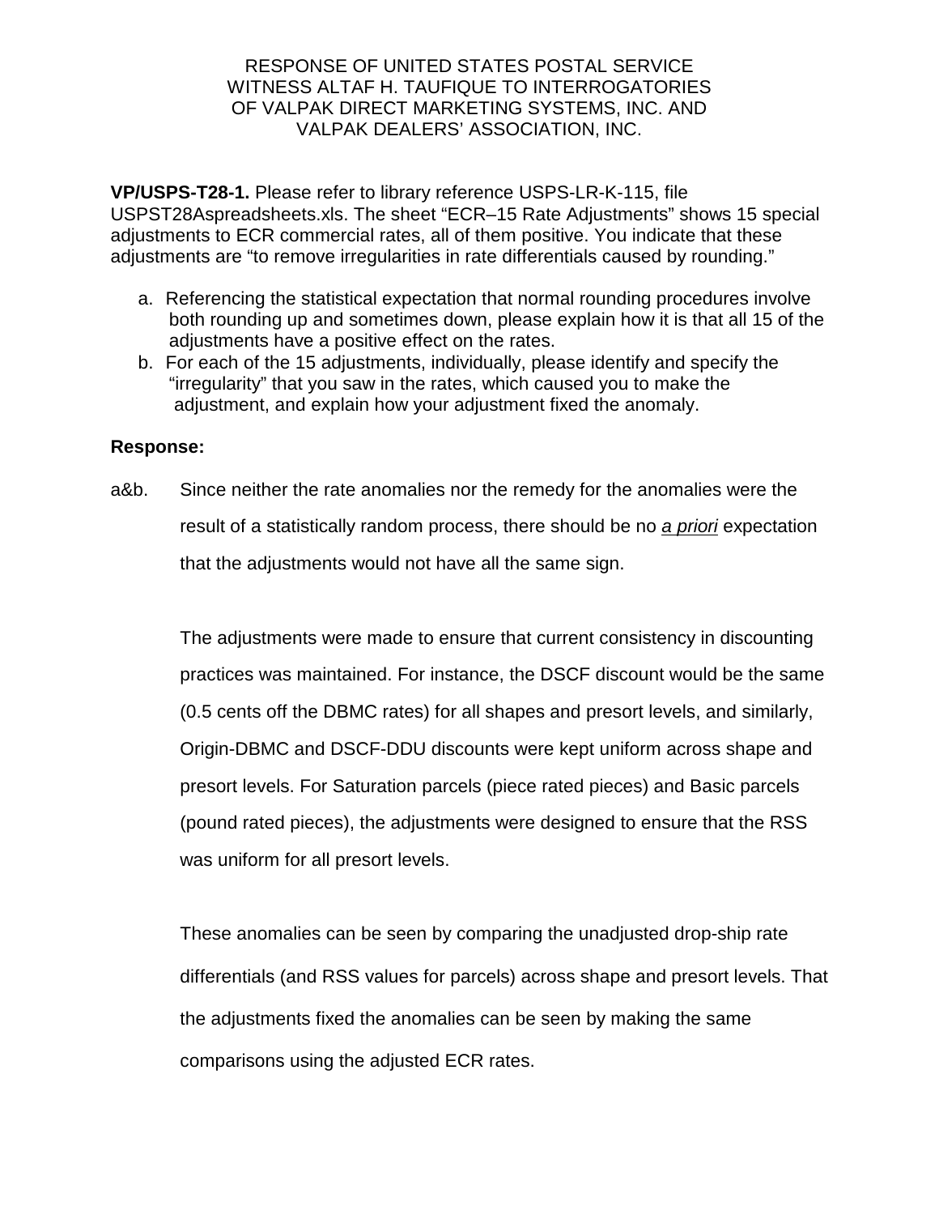RESPONSE OF UNITED STATES POSTAL SERVICE
WITNESS ALTAF H. TAUFIQUE TO INTERROGATORIES
OF VALPAK DIRECT MARKETING SYSTEMS, INC. AND
VALPAK DEALERS' ASSOCIATION, INC.

**VP/USPS-T28-1.** Please refer to library reference USPS-LR-K-115, file USPST28Aspreadsheets.xls. The sheet "ECR–15 Rate Adjustments" shows 15 special adjustments to ECR commercial rates, all of them positive. You indicate that these adjustments are "to remove irregularities in rate differentials caused by rounding."

a. Referencing the statistical expectation that normal rounding procedures involve both rounding up and sometimes down, please explain how it is that all 15 of the adjustments have a positive effect on the rates.
b. For each of the 15 adjustments, individually, please identify and specify the "irregularity" that you saw in the rates, which caused you to make the adjustment, and explain how your adjustment fixed the anomaly.

**Response:**

a&b. Since neither the rate anomalies nor the remedy for the anomalies were the result of a statistically random process, there should be no *a priori* expectation that the adjustments would not have all the same sign.

The adjustments were made to ensure that current consistency in discounting practices was maintained. For instance, the DSCF discount would be the same (0.5 cents off the DBMC rates) for all shapes and presort levels, and similarly, Origin-DBMC and DSCF-DDU discounts were kept uniform across shape and presort levels. For Saturation parcels (piece rated pieces) and Basic parcels (pound rated pieces), the adjustments were designed to ensure that the RSS was uniform for all presort levels.

These anomalies can be seen by comparing the unadjusted drop-ship rate differentials (and RSS values for parcels) across shape and presort levels. That the adjustments fixed the anomalies can be seen by making the same comparisons using the adjusted ECR rates.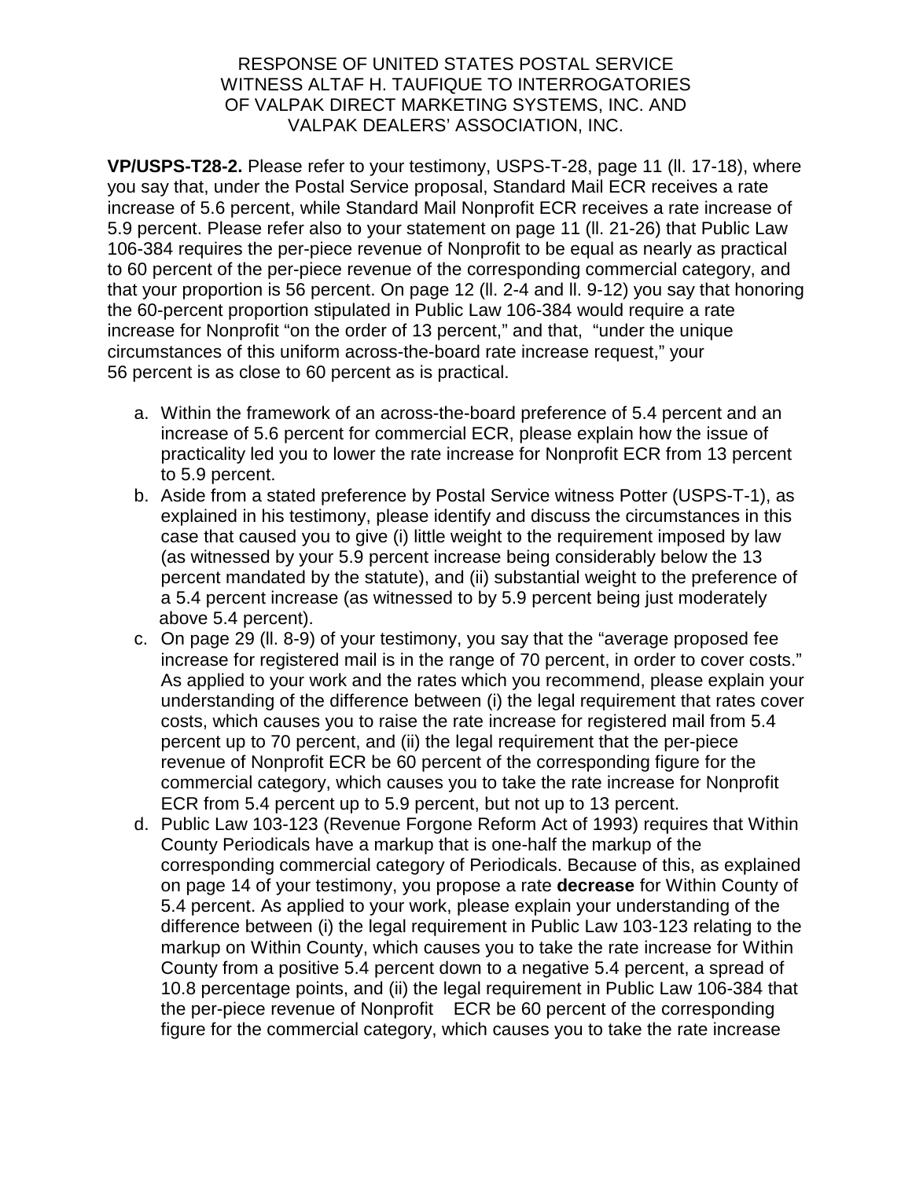RESPONSE OF UNITED STATES POSTAL SERVICE
WITNESS ALTAF H. TAUFIQUE TO INTERROGATORIES
OF VALPAK DIRECT MARKETING SYSTEMS, INC. AND
VALPAK DEALERS' ASSOCIATION, INC.

**VP/USPS-T28-2.** Please refer to your testimony, USPS-T-28, page 11 (ll. 17-18), where you say that, under the Postal Service proposal, Standard Mail ECR receives a rate increase of 5.6 percent, while Standard Mail Nonprofit ECR receives a rate increase of 5.9 percent. Please refer also to your statement on page 11 (ll. 21-26) that Public Law 106-384 requires the per-piece revenue of Nonprofit to be equal as nearly as practical to 60 percent of the per-piece revenue of the corresponding commercial category, and that your proportion is 56 percent. On page 12 (ll. 2-4 and ll. 9-12) you say that honoring the 60-percent proportion stipulated in Public Law 106-384 would require a rate increase for Nonprofit "on the order of 13 percent," and that, "under the unique circumstances of this uniform across-the-board rate increase request," your 56 percent is as close to 60 percent as is practical.

a. Within the framework of an across-the-board preference of 5.4 percent and an increase of 5.6 percent for commercial ECR, please explain how the issue of practicality led you to lower the rate increase for Nonprofit ECR from 13 percent to 5.9 percent.
b. Aside from a stated preference by Postal Service witness Potter (USPS-T-1), as explained in his testimony, please identify and discuss the circumstances in this case that caused you to give (i) little weight to the requirement imposed by law (as witnessed by your 5.9 percent increase being considerably below the 13 percent mandated by the statute), and (ii) substantial weight to the preference of a 5.4 percent increase (as witnessed to by 5.9 percent being just moderately above 5.4 percent).
c. On page 29 (ll. 8-9) of your testimony, you say that the "average proposed fee increase for registered mail is in the range of 70 percent, in order to cover costs." As applied to your work and the rates which you recommend, please explain your understanding of the difference between (i) the legal requirement that rates cover costs, which causes you to raise the rate increase for registered mail from 5.4 percent up to 70 percent, and (ii) the legal requirement that the per-piece revenue of Nonprofit ECR be 60 percent of the corresponding figure for the commercial category, which causes you to take the rate increase for Nonprofit ECR from 5.4 percent up to 5.9 percent, but not up to 13 percent.
d. Public Law 103-123 (Revenue Forgone Reform Act of 1993) requires that Within County Periodicals have a markup that is one-half the markup of the corresponding commercial category of Periodicals. Because of this, as explained on page 14 of your testimony, you propose a rate **decrease** for Within County of 5.4 percent. As applied to your work, please explain your understanding of the difference between (i) the legal requirement in Public Law 103-123 relating to the markup on Within County, which causes you to take the rate increase for Within County from a positive 5.4 percent down to a negative 5.4 percent, a spread of 10.8 percentage points, and (ii) the legal requirement in Public Law 106-384 that the per-piece revenue of Nonprofit ECR be 60 percent of the corresponding figure for the commercial category, which causes you to take the rate increase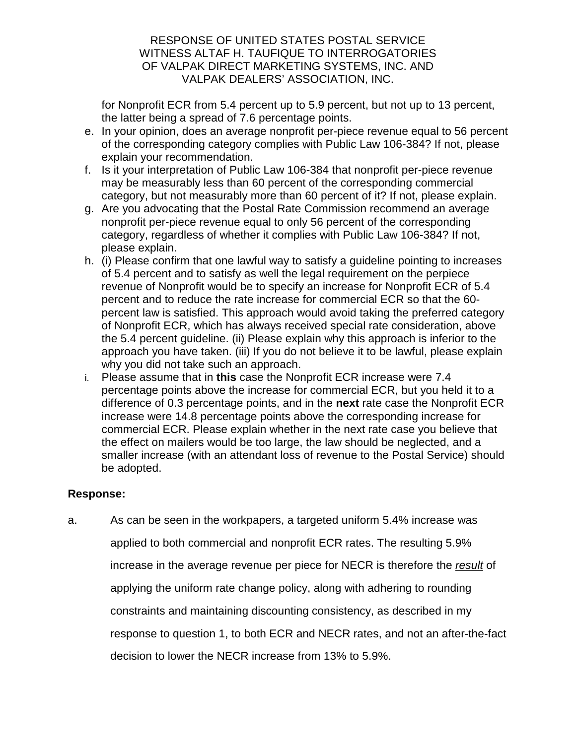for Nonprofit ECR from 5.4 percent up to 5.9 percent, but not up to 13 percent, the latter being a spread of 7.6 percentage points.

e. In your opinion, does an average nonprofit per-piece revenue equal to 56 percent of the corresponding category complies with Public Law 106-384? If not, please explain your recommendation.
f. Is it your interpretation of Public Law 106-384 that nonprofit per-piece revenue may be measurably less than 60 percent of the corresponding commercial category, but not measurably more than 60 percent of it? If not, please explain.
g. Are you advocating that the Postal Rate Commission recommend an average nonprofit per-piece revenue equal to only 56 percent of the corresponding category, regardless of whether it complies with Public Law 106-384? If not, please explain.
h. (i) Please confirm that one lawful way to satisfy a guideline pointing to increases of 5.4 percent and to satisfy as well the legal requirement on the perpiece revenue of Nonprofit would be to specify an increase for Nonprofit ECR of 5.4 percent and to reduce the rate increase for commercial ECR so that the 60-percent law is satisfied. This approach would avoid taking the preferred category of Nonprofit ECR, which has always received special rate consideration, above the 5.4 percent guideline. (ii) Please explain why this approach is inferior to the approach you have taken. (iii) If you do not believe it to be lawful, please explain why you did not take such an approach.
i. Please assume that in **this** case the Nonprofit ECR increase were 7.4 percentage points above the increase for commercial ECR, but you held it to a difference of 0.3 percentage points, and in the **next** rate case the Nonprofit ECR increase were 14.8 percentage points above the corresponding increase for commercial ECR. Please explain whether in the next rate case you believe that the effect on mailers would be too large, the law should be neglected, and a smaller increase (with an attendant loss of revenue to the Postal Service) should be adopted.

**Response:**

a. As can be seen in the workpapers, a targeted uniform 5.4% increase was applied to both commercial and nonprofit ECR rates. The resulting 5.9% increase in the average revenue per piece for NECR is therefore the ***result*** of applying the uniform rate change policy, along with adhering to rounding constraints and maintaining discounting consistency, as described in my response to question 1, to both ECR and NECR rates, and not an after-the-fact decision to lower the NECR increase from 13% to 5.9%.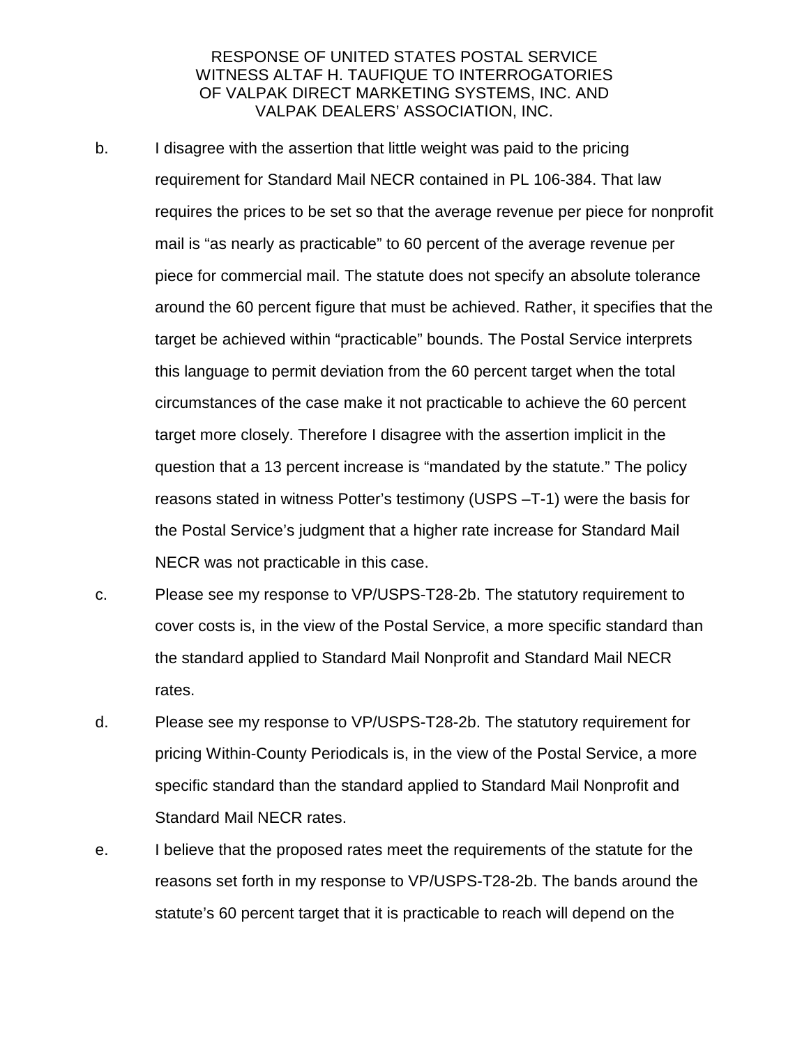RESPONSE OF UNITED STATES POSTAL SERVICE WITNESS ALTAF H. TAUFIQUE TO INTERROGATORIES OF VALPAK DIRECT MARKETING SYSTEMS, INC. AND VALPAK DEALERS' ASSOCIATION, INC.

b. I disagree with the assertion that little weight was paid to the pricing requirement for Standard Mail NECR contained in PL 106-384. That law requires the prices to be set so that the average revenue per piece for nonprofit mail is "as nearly as practicable" to 60 percent of the average revenue per piece for commercial mail. The statute does not specify an absolute tolerance around the 60 percent figure that must be achieved. Rather, it specifies that the target be achieved within "practicable" bounds. The Postal Service interprets this language to permit deviation from the 60 percent target when the total circumstances of the case make it not practicable to achieve the 60 percent target more closely. Therefore I disagree with the assertion implicit in the question that a 13 percent increase is "mandated by the statute." The policy reasons stated in witness Potter's testimony (USPS –T-1) were the basis for the Postal Service's judgment that a higher rate increase for Standard Mail NECR was not practicable in this case.

c. Please see my response to VP/USPS-T28-2b. The statutory requirement to cover costs is, in the view of the Postal Service, a more specific standard than the standard applied to Standard Mail Nonprofit and Standard Mail NECR rates.

d. Please see my response to VP/USPS-T28-2b. The statutory requirement for pricing Within-County Periodicals is, in the view of the Postal Service, a more specific standard than the standard applied to Standard Mail Nonprofit and Standard Mail NECR rates.

e. I believe that the proposed rates meet the requirements of the statute for the reasons set forth in my response to VP/USPS-T28-2b. The bands around the statute's 60 percent target that it is practicable to reach will depend on the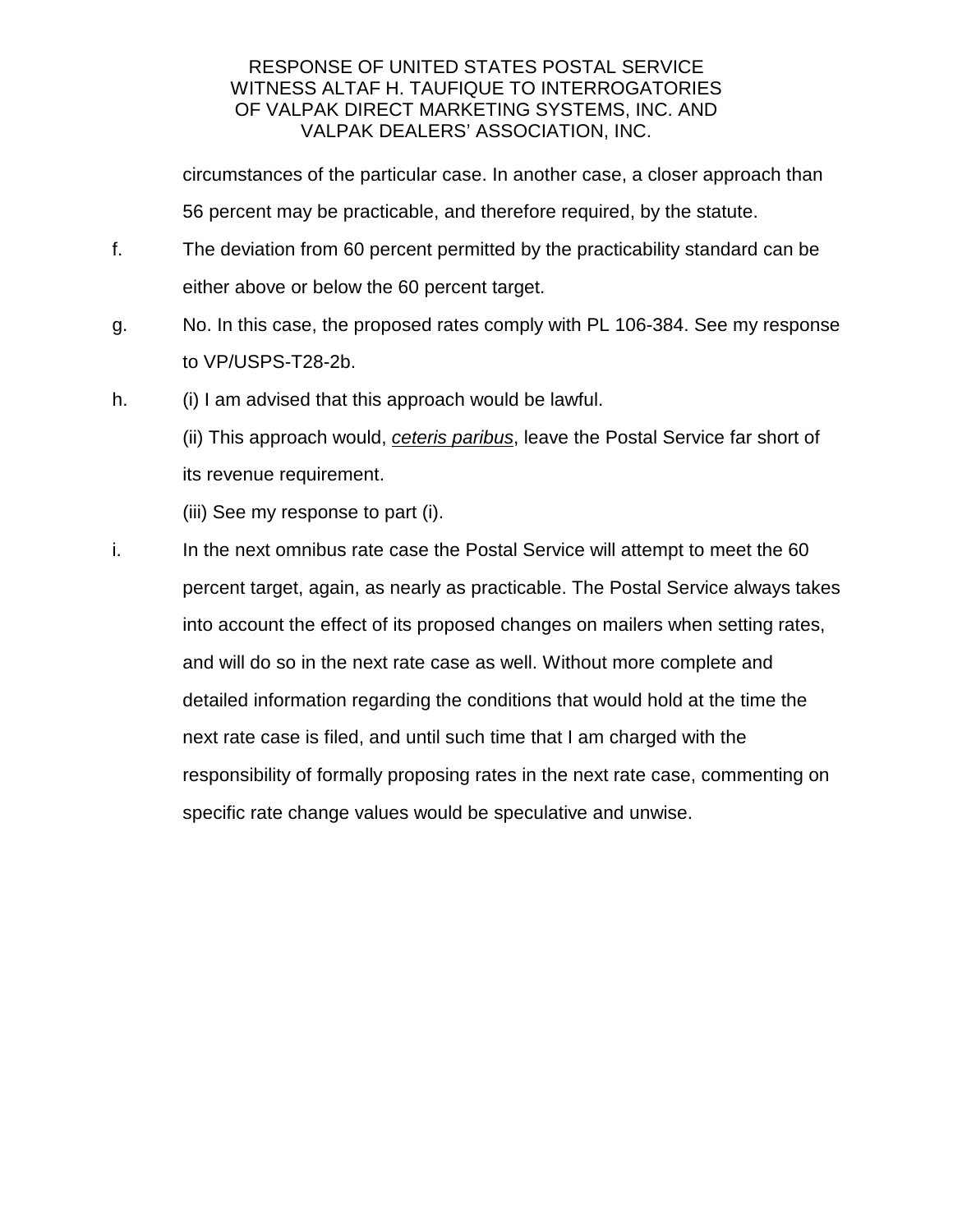circumstances of the particular case. In another case, a closer approach than 56 percent may be practicable, and therefore required, by the statute.

f. The deviation from 60 percent permitted by the practicability standard can be either above or below the 60 percent target.

g. No. In this case, the proposed rates comply with PL 106-384. See my response to VP/USPS-T28-2b.

h. (i) I am advised that this approach would be lawful.

(ii) This approach would, _ceteris paribus_, leave the Postal Service far short of its revenue requirement.

(iii) See my response to part (i).

i. In the next omnibus rate case the Postal Service will attempt to meet the 60 percent target, again, as nearly as practicable. The Postal Service always takes into account the effect of its proposed changes on mailers when setting rates, and will do so in the next rate case as well. Without more complete and detailed information regarding the conditions that would hold at the time the next rate case is filed, and until such time that I am charged with the responsibility of formally proposing rates in the next rate case, commenting on specific rate change values would be speculative and unwise.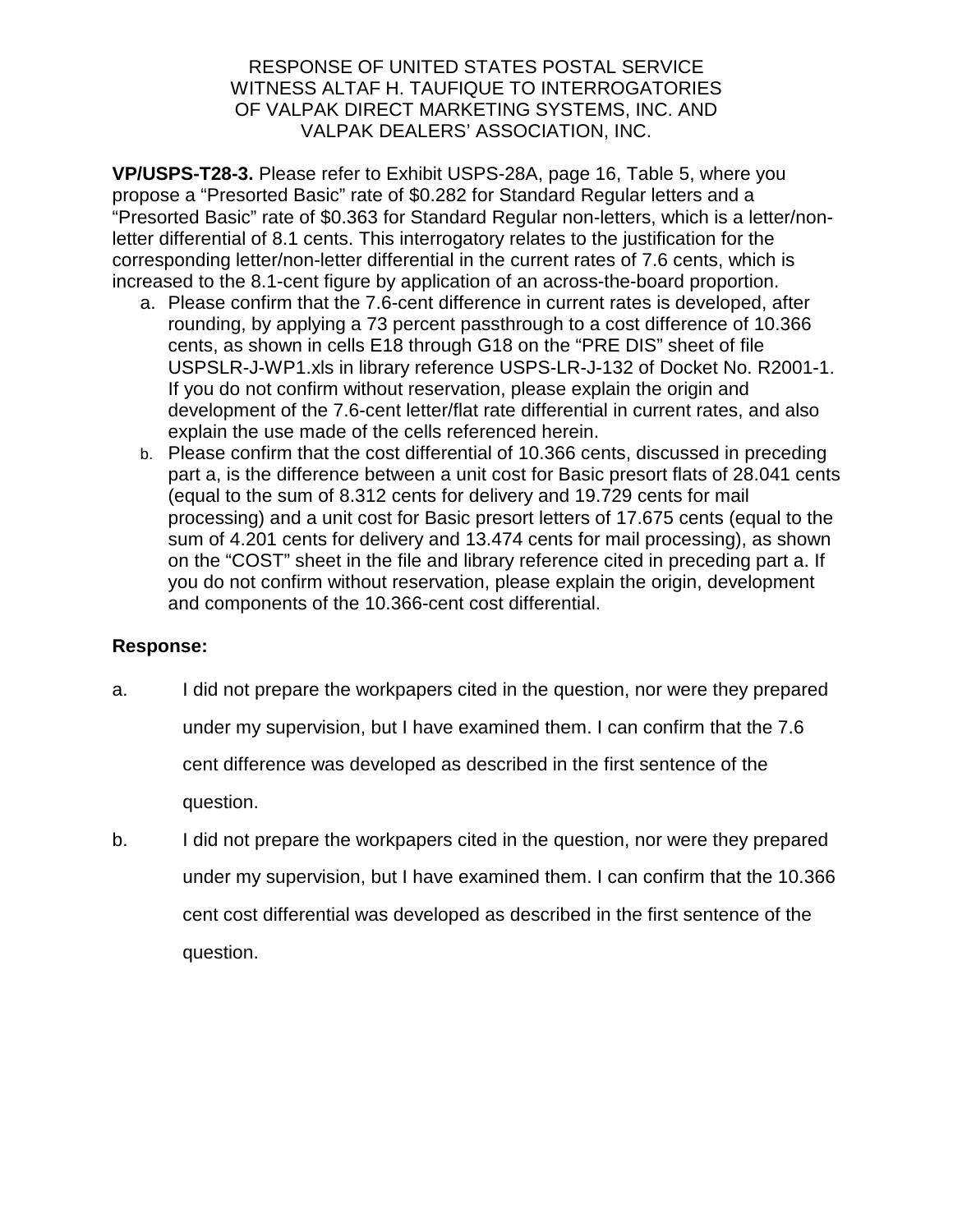RESPONSE OF UNITED STATES POSTAL SERVICE
WITNESS ALTAF H. TAUFIQUE TO INTERROGATORIES
OF VALPAK DIRECT MARKETING SYSTEMS, INC. AND
VALPAK DEALERS' ASSOCIATION, INC.

**VP/USPS-T28-3.** Please refer to Exhibit USPS-28A, page 16, Table 5, where you propose a "Presorted Basic" rate of $0.282 for Standard Regular letters and a "Presorted Basic" rate of $0.363 for Standard Regular non-letters, which is a letter/non-letter differential of 8.1 cents. This interrogatory relates to the justification for the corresponding letter/non-letter differential in the current rates of 7.6 cents, which is increased to the 8.1-cent figure by application of an across-the-board proportion.

a. Please confirm that the 7.6-cent difference in current rates is developed, after rounding, by applying a 73 percent passthrough to a cost difference of 10.366 cents, as shown in cells E18 through G18 on the "PRE DIS" sheet of file USPSLR-J-WP1.xls in library reference USPS-LR-J-132 of Docket No. R2001-1. If you do not confirm without reservation, please explain the origin and development of the 7.6-cent letter/flat rate differential in current rates, and also explain the use made of the cells referenced herein.
b. Please confirm that the cost differential of 10.366 cents, discussed in preceding part a, is the difference between a unit cost for Basic presort flats of 28.041 cents (equal to the sum of 8.312 cents for delivery and 19.729 cents for mail processing) and a unit cost for Basic presort letters of 17.675 cents (equal to the sum of 4.201 cents for delivery and 13.474 cents for mail processing), as shown on the "COST" sheet in the file and library reference cited in preceding part a. If you do not confirm without reservation, please explain the origin, development and components of the 10.366-cent cost differential.

**Response:**

a. I did not prepare the workpapers cited in the question, nor were they prepared under my supervision, but I have examined them. I can confirm that the 7.6 cent difference was developed as described in the first sentence of the question.

b. I did not prepare the workpapers cited in the question, nor were they prepared under my supervision, but I have examined them. I can confirm that the 10.366 cent cost differential was developed as described in the first sentence of the question.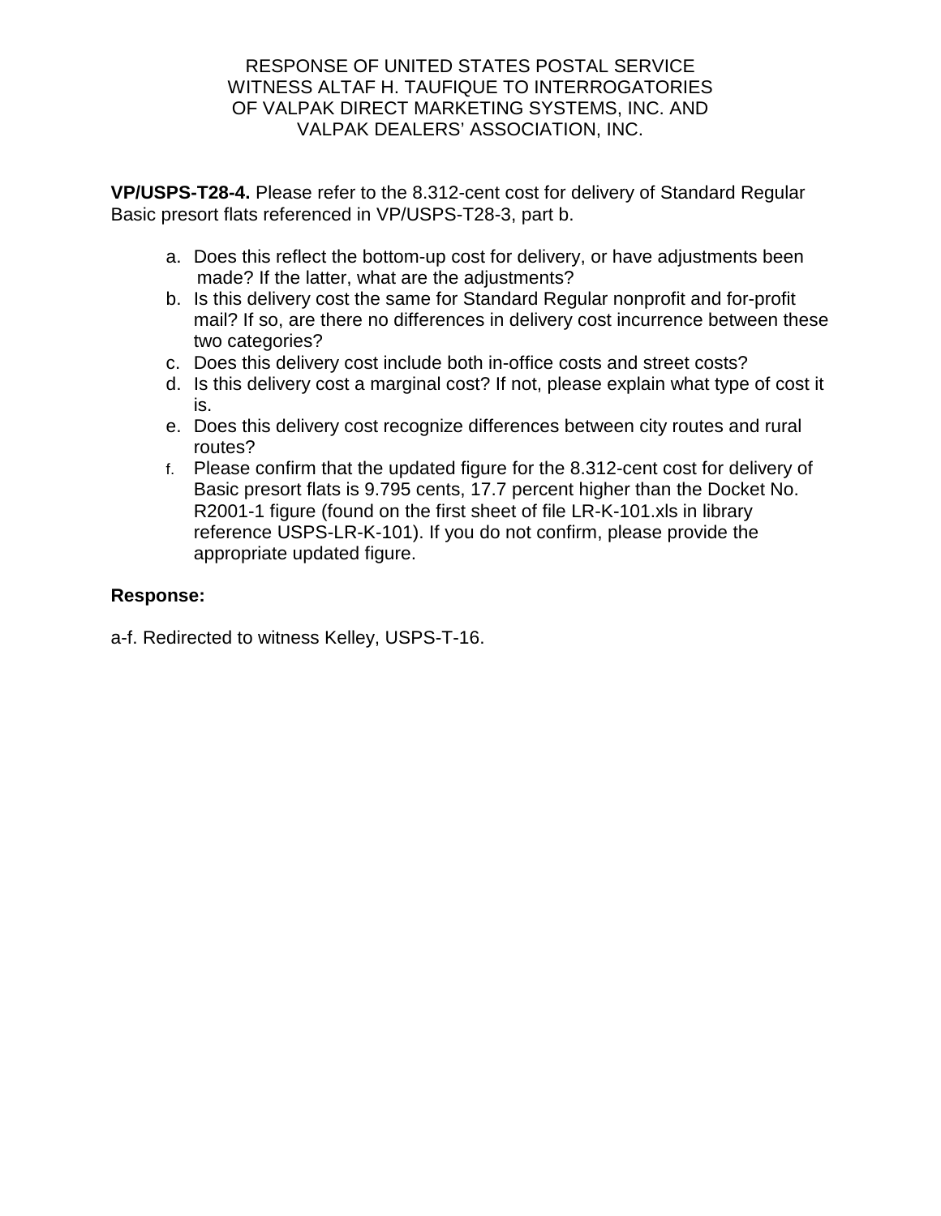RESPONSE OF UNITED STATES POSTAL SERVICE
WITNESS ALTAF H. TAUFIQUE TO INTERROGATORIES
OF VALPAK DIRECT MARKETING SYSTEMS, INC. AND
VALPAK DEALERS' ASSOCIATION, INC.

**VP/USPS-T28-4.** Please refer to the 8.312-cent cost for delivery of Standard Regular Basic presort flats referenced in VP/USPS-T28-3, part b.

a. Does this reflect the bottom-up cost for delivery, or have adjustments been made? If the latter, what are the adjustments?
b. Is this delivery cost the same for Standard Regular nonprofit and for-profit mail? If so, are there no differences in delivery cost incurrence between these two categories?
c. Does this delivery cost include both in-office costs and street costs?
d. Is this delivery cost a marginal cost? If not, please explain what type of cost it is.
e. Does this delivery cost recognize differences between city routes and rural routes?
f. Please confirm that the updated figure for the 8.312-cent cost for delivery of Basic presort flats is 9.795 cents, 17.7 percent higher than the Docket No. R2001-1 figure (found on the first sheet of file LR-K-101.xls in library reference USPS-LR-K-101). If you do not confirm, please provide the appropriate updated figure.

**Response:**

a-f. Redirected to witness Kelley, USPS-T-16.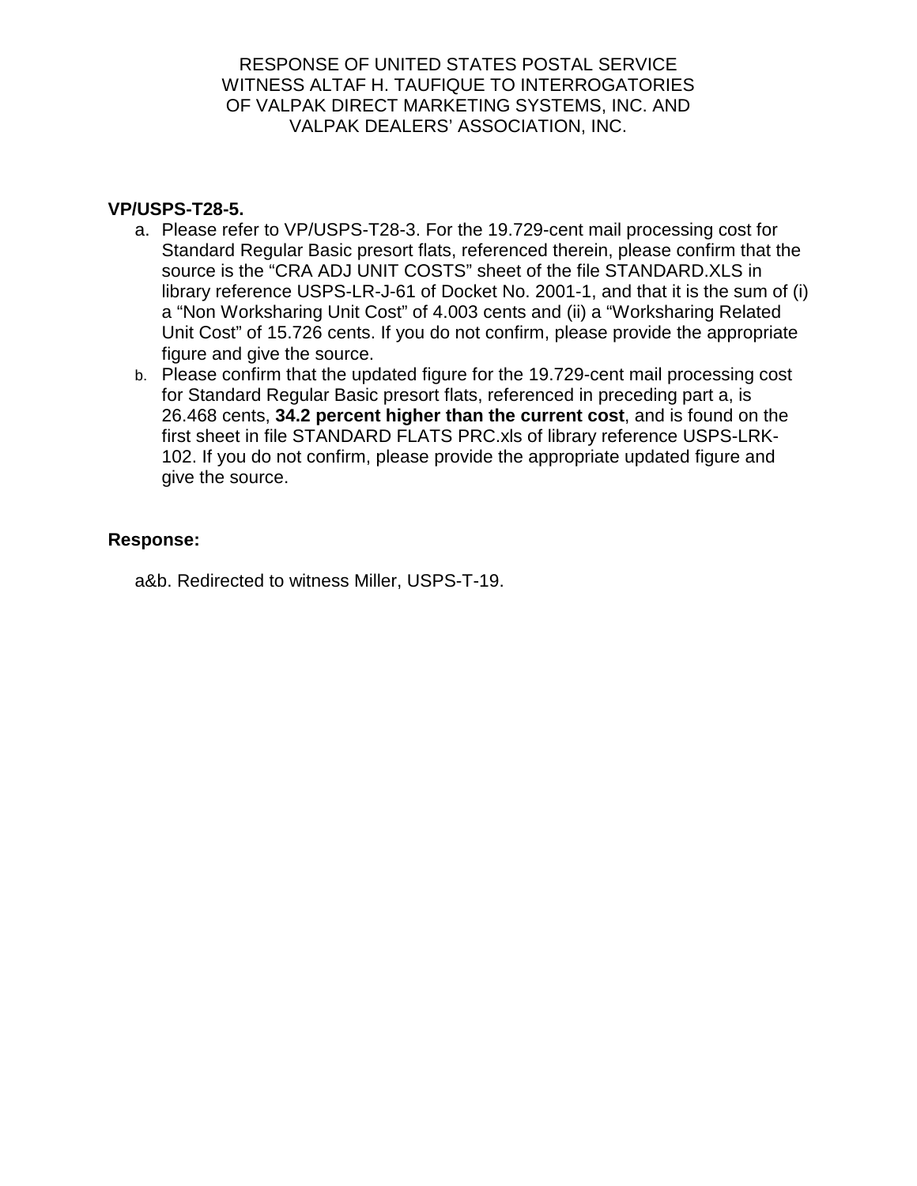RESPONSE OF UNITED STATES POSTAL SERVICE
WITNESS ALTAF H. TAUFIQUE TO INTERROGATORIES
OF VALPAK DIRECT MARKETING SYSTEMS, INC. AND
VALPAK DEALERS' ASSOCIATION, INC.

**VP/USPS-T28-5.**

a. Please refer to VP/USPS-T28-3. For the 19.729-cent mail processing cost for Standard Regular Basic presort flats, referenced therein, please confirm that the source is the "CRA ADJ UNIT COSTS" sheet of the file STANDARD.XLS in library reference USPS-LR-J-61 of Docket No. 2001-1, and that it is the sum of (i) a "Non Worksharing Unit Cost" of 4.003 cents and (ii) a "Worksharing Related Unit Cost" of 15.726 cents. If you do not confirm, please provide the appropriate figure and give the source.

b. Please confirm that the updated figure for the 19.729-cent mail processing cost for Standard Regular Basic presort flats, referenced in preceding part a, is 26.468 cents, **34.2 percent higher than the current cost**, and is found on the first sheet in file STANDARD FLATS PRC.xls of library reference USPS-LRK-102. If you do not confirm, please provide the appropriate updated figure and give the source.

**Response:**

a&b. Redirected to witness Miller, USPS-T-19.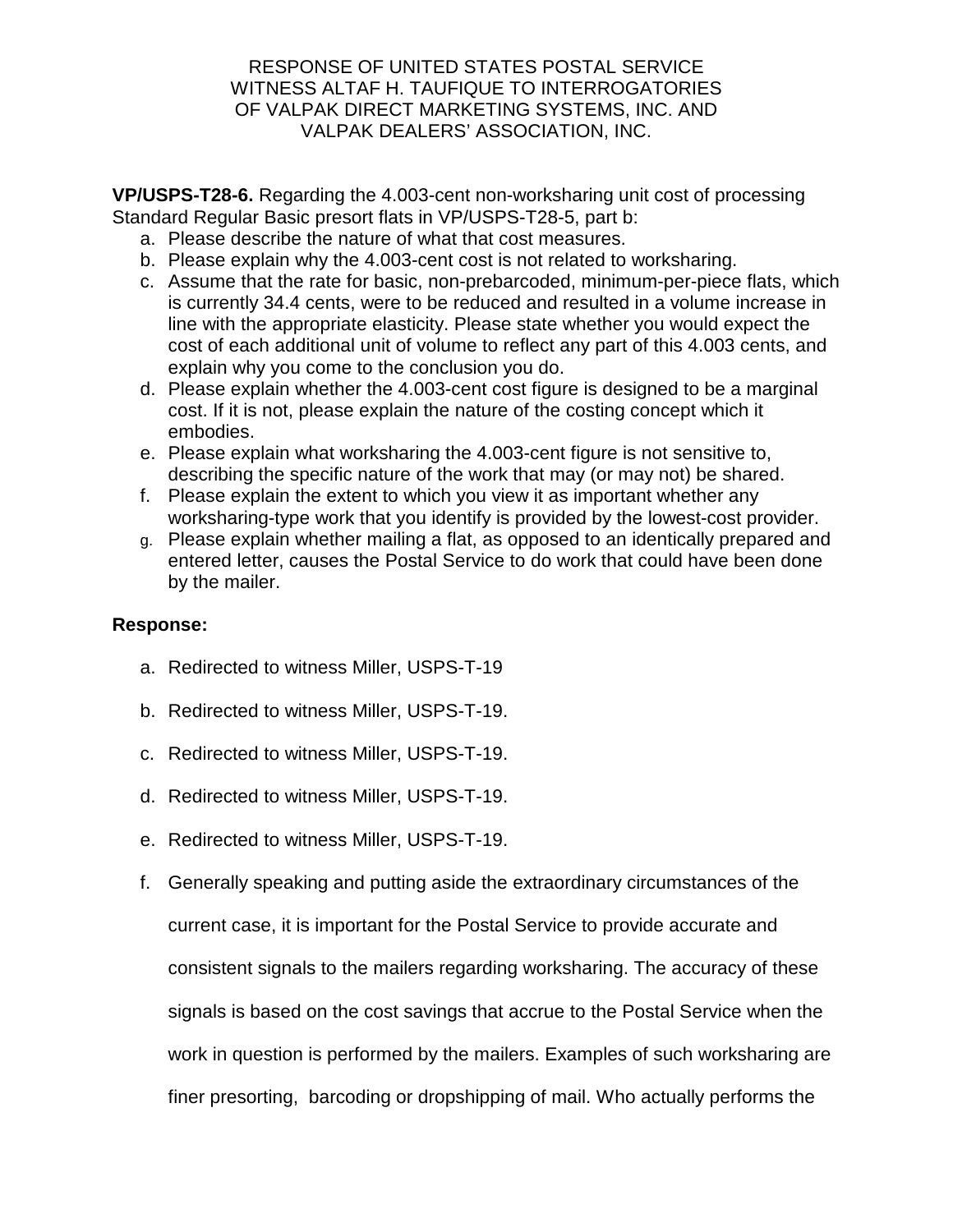RESPONSE OF UNITED STATES POSTAL SERVICE
WITNESS ALTAF H. TAUFIQUE TO INTERROGATORIES
OF VALPAK DIRECT MARKETING SYSTEMS, INC. AND
VALPAK DEALERS' ASSOCIATION, INC.

**VP/USPS-T28-6.** Regarding the 4.003-cent non-worksharing unit cost of processing Standard Regular Basic presort flats in VP/USPS-T28-5, part b:

a. Please describe the nature of what that cost measures.
b. Please explain why the 4.003-cent cost is not related to worksharing.
c. Assume that the rate for basic, non-prebarcoded, minimum-per-piece flats, which is currently 34.4 cents, were to be reduced and resulted in a volume increase in line with the appropriate elasticity. Please state whether you would expect the cost of each additional unit of volume to reflect any part of this 4.003 cents, and explain why you come to the conclusion you do.
d. Please explain whether the 4.003-cent cost figure is designed to be a marginal cost. If it is not, please explain the nature of the costing concept which it embodies.
e. Please explain what worksharing the 4.003-cent figure is not sensitive to, describing the specific nature of the work that may (or may not) be shared.
f. Please explain the extent to which you view it as important whether any worksharing-type work that you identify is provided by the lowest-cost provider.
g. Please explain whether mailing a flat, as opposed to an identically prepared and entered letter, causes the Postal Service to do work that could have been done by the mailer.

**Response:**

a. Redirected to witness Miller, USPS-T-19

b. Redirected to witness Miller, USPS-T-19.

c. Redirected to witness Miller, USPS-T-19.

d. Redirected to witness Miller, USPS-T-19.

e. Redirected to witness Miller, USPS-T-19.

f. Generally speaking and putting aside the extraordinary circumstances of the current case, it is important for the Postal Service to provide accurate and consistent signals to the mailers regarding worksharing. The accuracy of these signals is based on the cost savings that accrue to the Postal Service when the work in question is performed by the mailers. Examples of such worksharing are finer presorting, barcoding or dropshipping of mail. Who actually performs the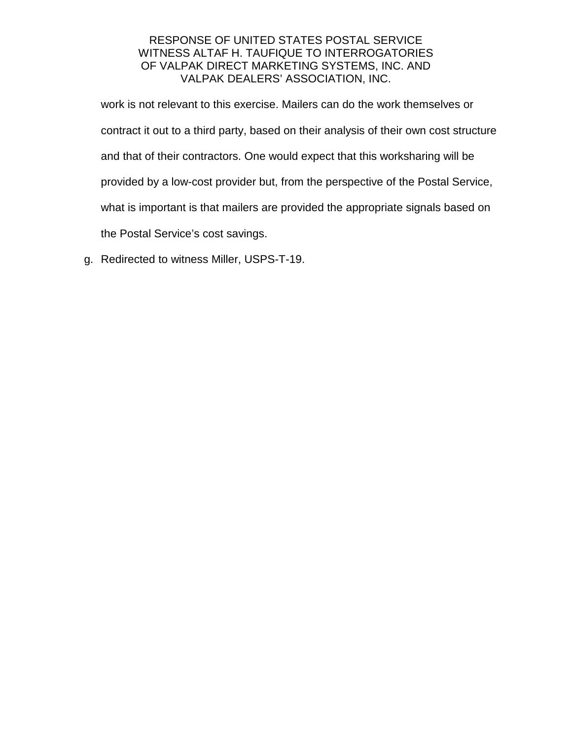work is not relevant to this exercise. Mailers can do the work themselves or contract it out to a third party, based on their analysis of their own cost structure and that of their contractors. One would expect that this worksharing will be provided by a low-cost provider but, from the perspective of the Postal Service, what is important is that mailers are provided the appropriate signals based on the Postal Service's cost savings.

g. Redirected to witness Miller, USPS-T-19.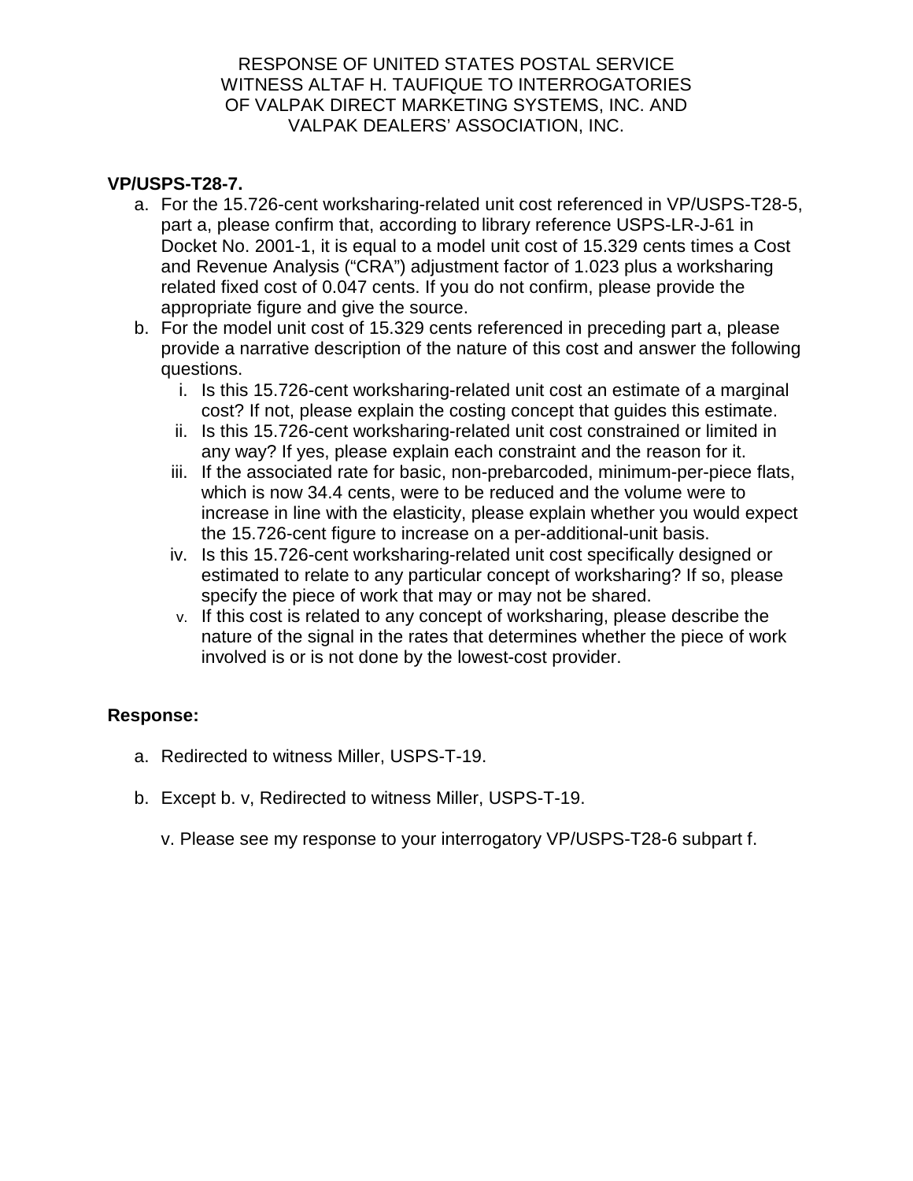RESPONSE OF UNITED STATES POSTAL SERVICE
WITNESS ALTAF H. TAUFIQUE TO INTERROGATORIES
OF VALPAK DIRECT MARKETING SYSTEMS, INC. AND
VALPAK DEALERS' ASSOCIATION, INC.

**VP/USPS-T28-7.**

a. For the 15.726-cent worksharing-related unit cost referenced in VP/USPS-T28-5, part a, please confirm that, according to library reference USPS-LR-J-61 in Docket No. 2001-1, it is equal to a model unit cost of 15.329 cents times a Cost and Revenue Analysis ("CRA") adjustment factor of 1.023 plus a worksharing related fixed cost of 0.047 cents. If you do not confirm, please provide the appropriate figure and give the source.

b. For the model unit cost of 15.329 cents referenced in preceding part a, please provide a narrative description of the nature of this cost and answer the following questions.

   i. Is this 15.726-cent worksharing-related unit cost an estimate of a marginal cost? If not, please explain the costing concept that guides this estimate.

   ii. Is this 15.726-cent worksharing-related unit cost constrained or limited in any way? If yes, please explain each constraint and the reason for it.

   iii. If the associated rate for basic, non-prebarcoded, minimum-per-piece flats, which is now 34.4 cents, were to be reduced and the volume were to increase in line with the elasticity, please explain whether you would expect the 15.726-cent figure to increase on a per-additional-unit basis.

   iv. Is this 15.726-cent worksharing-related unit cost specifically designed or estimated to relate to any particular concept of worksharing? If so, please specify the piece of work that may or may not be shared.

   v. If this cost is related to any concept of worksharing, please describe the nature of the signal in the rates that determines whether the piece of work involved is or is not done by the lowest-cost provider.

**Response:**

a. Redirected to witness Miller, USPS-T-19.

b. Except b. v, Redirected to witness Miller, USPS-T-19.

   v. Please see my response to your interrogatory VP/USPS-T28-6 subpart f.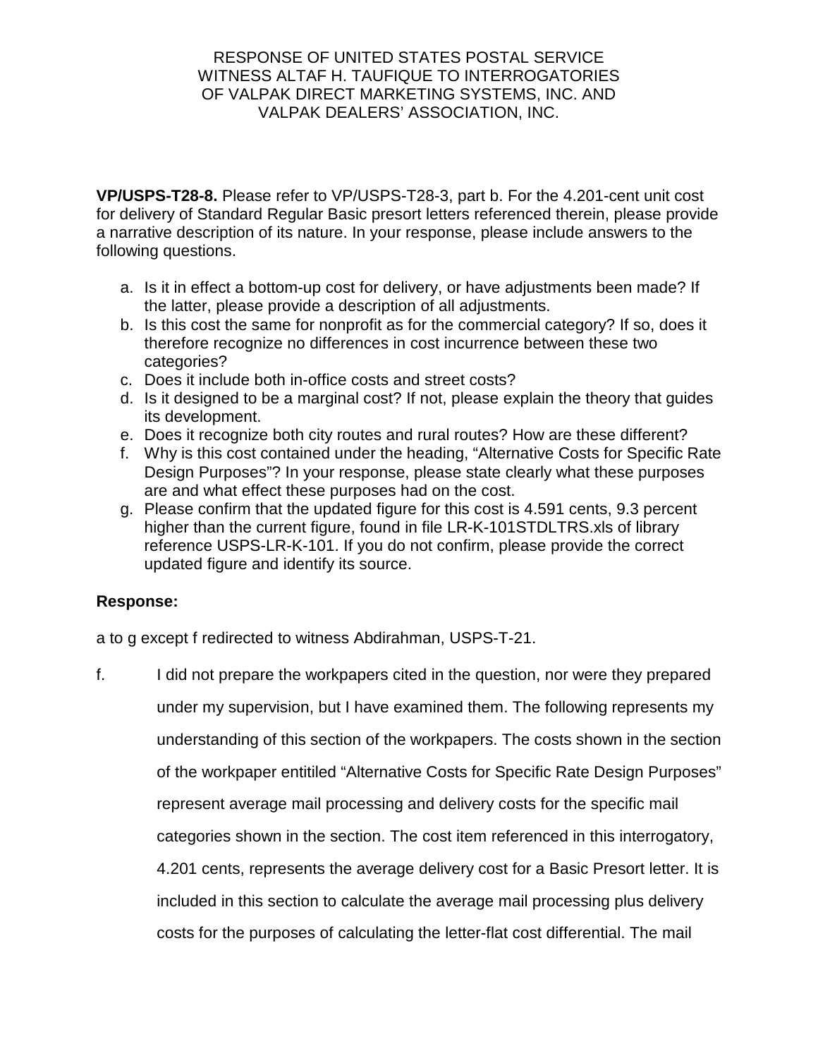RESPONSE OF UNITED STATES POSTAL SERVICE
WITNESS ALTAF H. TAUFIQUE TO INTERROGATORIES
OF VALPAK DIRECT MARKETING SYSTEMS, INC. AND
VALPAK DEALERS' ASSOCIATION, INC.

**VP/USPS-T28-8.** Please refer to VP/USPS-T28-3, part b. For the 4.201-cent unit cost for delivery of Standard Regular Basic presort letters referenced therein, please provide a narrative description of its nature. In your response, please include answers to the following questions.

a. Is it in effect a bottom-up cost for delivery, or have adjustments been made? If the latter, please provide a description of all adjustments.
b. Is this cost the same for nonprofit as for the commercial category? If so, does it therefore recognize no differences in cost incurrence between these two categories?
c. Does it include both in-office costs and street costs?
d. Is it designed to be a marginal cost? If not, please explain the theory that guides its development.
e. Does it recognize both city routes and rural routes? How are these different?
f. Why is this cost contained under the heading, "Alternative Costs for Specific Rate Design Purposes"? In your response, please state clearly what these purposes are and what effect these purposes had on the cost.
g. Please confirm that the updated figure for this cost is 4.591 cents, 9.3 percent higher than the current figure, found in file LR-K-101STDLTRS.xls of library reference USPS-LR-K-101. If you do not confirm, please provide the correct updated figure and identify its source.

**Response:**

a to g except f redirected to witness Abdirahman, USPS-T-21.

f. I did not prepare the workpapers cited in the question, nor were they prepared under my supervision, but I have examined them. The following represents my understanding of this section of the workpapers. The costs shown in the section of the workpaper entitiled "Alternative Costs for Specific Rate Design Purposes" represent average mail processing and delivery costs for the specific mail categories shown in the section. The cost item referenced in this interrogatory, 4.201 cents, represents the average delivery cost for a Basic Presort letter. It is included in this section to calculate the average mail processing plus delivery costs for the purposes of calculating the letter-flat cost differential. The mail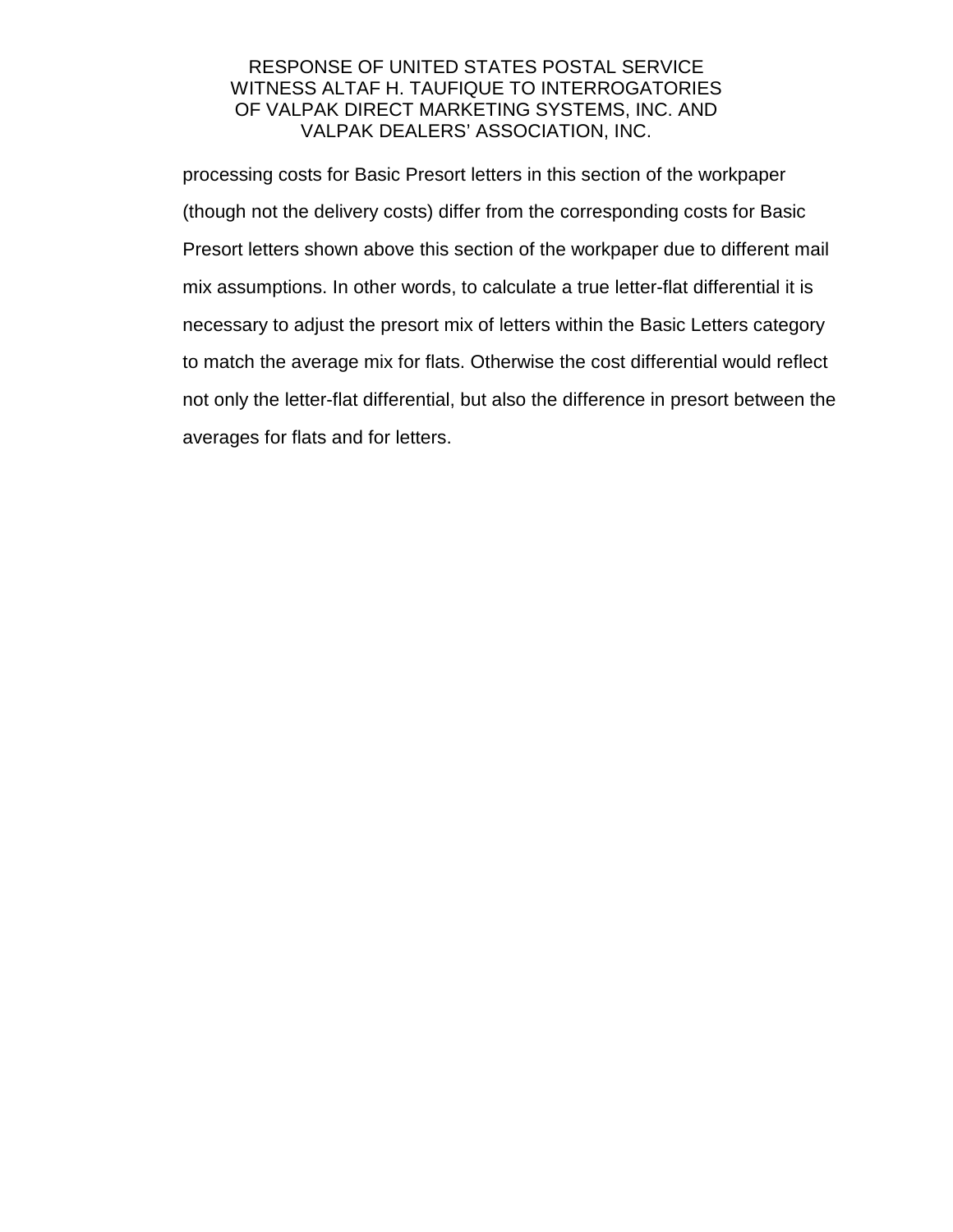processing costs for Basic Presort letters in this section of the workpaper (though not the delivery costs) differ from the corresponding costs for Basic Presort letters shown above this section of the workpaper due to different mail mix assumptions. In other words, to calculate a true letter-flat differential it is necessary to adjust the presort mix of letters within the Basic Letters category to match the average mix for flats. Otherwise the cost differential would reflect not only the letter-flat differential, but also the difference in presort between the averages for flats and for letters.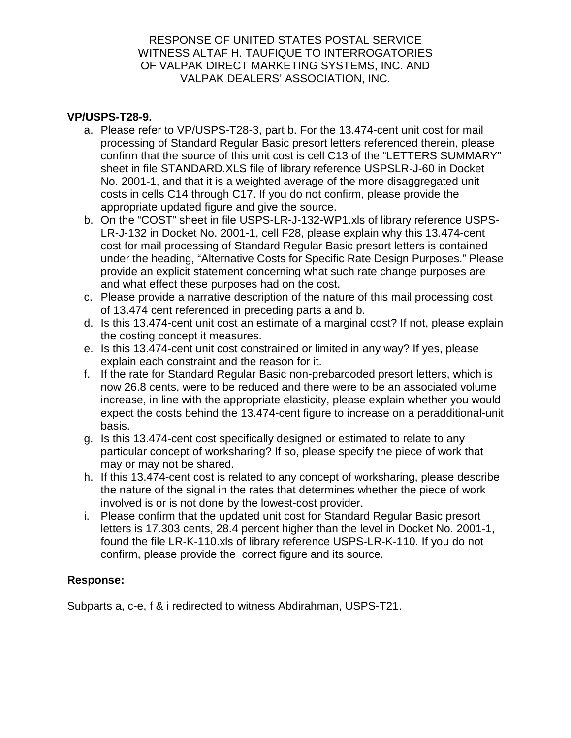RESPONSE OF UNITED STATES POSTAL SERVICE
WITNESS ALTAF H. TAUFIQUE TO INTERROGATORIES
OF VALPAK DIRECT MARKETING SYSTEMS, INC. AND
VALPAK DEALERS' ASSOCIATION, INC.

**VP/USPS-T28-9.**

a. Please refer to VP/USPS-T28-3, part b. For the 13.474-cent unit cost for mail processing of Standard Regular Basic presort letters referenced therein, please confirm that the source of this unit cost is cell C13 of the "LETTERS SUMMARY" sheet in file STANDARD.XLS file of library reference USPSLR-J-60 in Docket No. 2001-1, and that it is a weighted average of the more disaggregated unit costs in cells C14 through C17. If you do not confirm, please provide the appropriate updated figure and give the source.
b. On the "COST" sheet in file USPS-LR-J-132-WP1.xls of library reference USPS-LR-J-132 in Docket No. 2001-1, cell F28, please explain why this 13.474-cent cost for mail processing of Standard Regular Basic presort letters is contained under the heading, "Alternative Costs for Specific Rate Design Purposes." Please provide an explicit statement concerning what such rate change purposes are and what effect these purposes had on the cost.
c. Please provide a narrative description of the nature of this mail processing cost of 13.474 cent referenced in preceding parts a and b.
d. Is this 13.474-cent unit cost an estimate of a marginal cost? If not, please explain the costing concept it measures.
e. Is this 13.474-cent unit cost constrained or limited in any way? If yes, please explain each constraint and the reason for it.
f. If the rate for Standard Regular Basic non-prebarcoded presort letters, which is now 26.8 cents, were to be reduced and there were to be an associated volume increase, in line with the appropriate elasticity, please explain whether you would expect the costs behind the 13.474-cent figure to increase on a peradditional-unit basis.
g. Is this 13.474-cent cost specifically designed or estimated to relate to any particular concept of worksharing? If so, please specify the piece of work that may or may not be shared.
h. If this 13.474-cent cost is related to any concept of worksharing, please describe the nature of the signal in the rates that determines whether the piece of work involved is or is not done by the lowest-cost provider.
i. Please confirm that the updated unit cost for Standard Regular Basic presort letters is 17.303 cents, 28.4 percent higher than the level in Docket No. 2001-1, found the file LR-K-110.xls of library reference USPS-LR-K-110. If you do not confirm, please provide the correct figure and its source.

**Response:**

Subparts a, c-e, f & i redirected to witness Abdirahman, USPS-T21.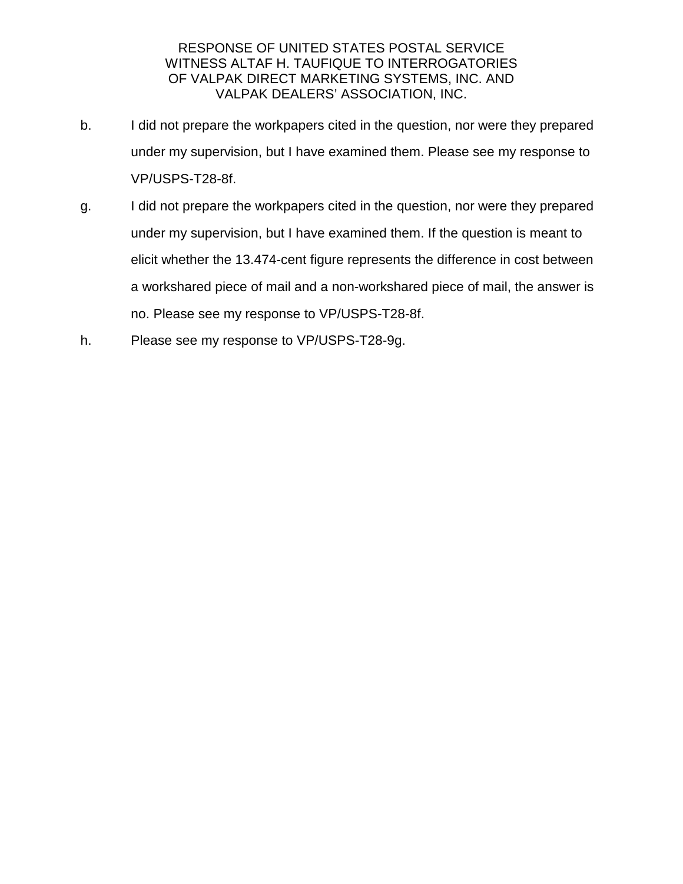RESPONSE OF UNITED STATES POSTAL SERVICE
WITNESS ALTAF H. TAUFIQUE TO INTERROGATORIES
OF VALPAK DIRECT MARKETING SYSTEMS, INC. AND
VALPAK DEALERS' ASSOCIATION, INC.

b. I did not prepare the workpapers cited in the question, nor were they prepared under my supervision, but I have examined them. Please see my response to VP/USPS-T28-8f.

g. I did not prepare the workpapers cited in the question, nor were they prepared under my supervision, but I have examined them. If the question is meant to elicit whether the 13.474-cent figure represents the difference in cost between a workshared piece of mail and a non-workshared piece of mail, the answer is no. Please see my response to VP/USPS-T28-8f.

h. Please see my response to VP/USPS-T28-9g.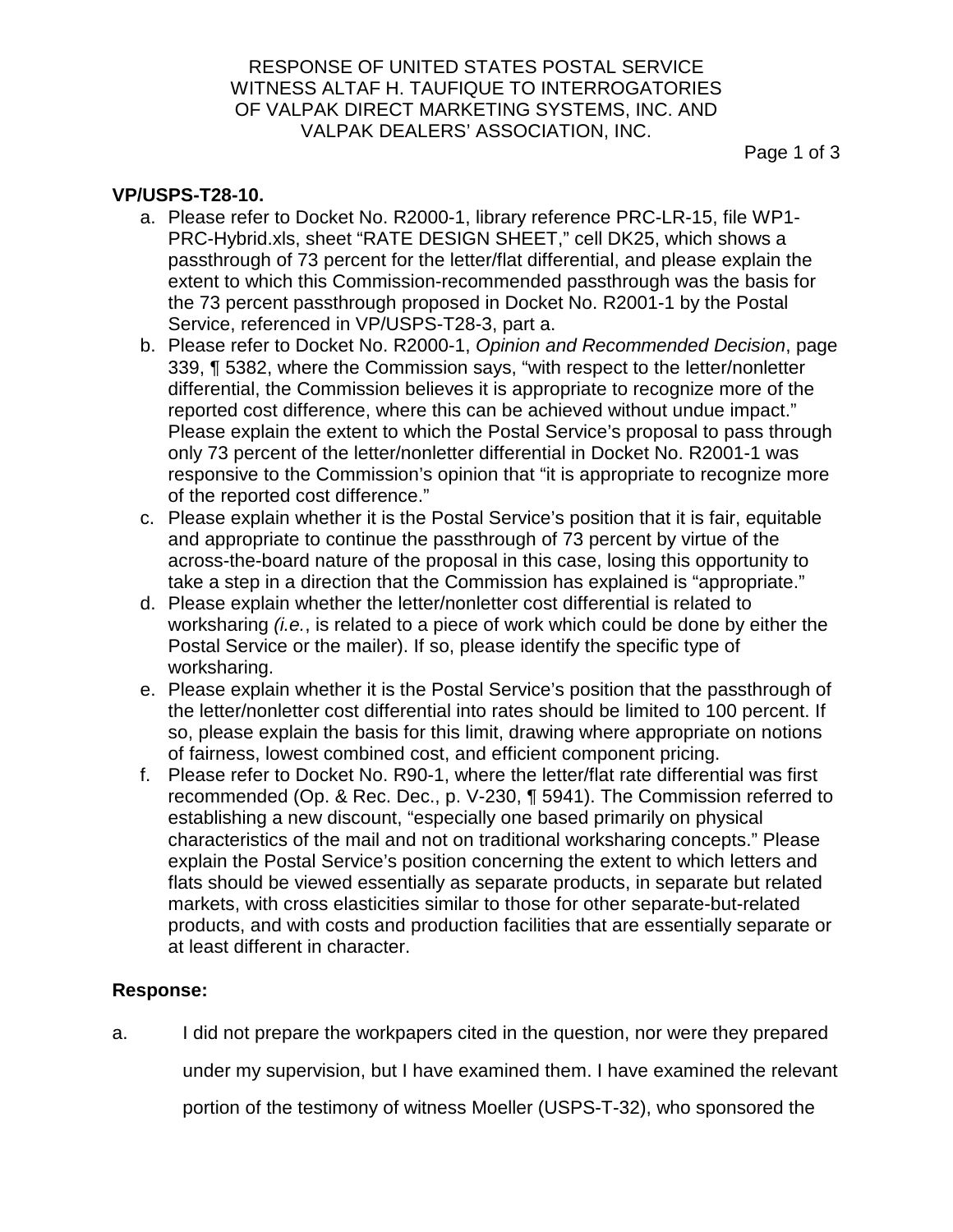RESPONSE OF UNITED STATES POSTAL SERVICE
WITNESS ALTAF H. TAUFIQUE TO INTERROGATORIES
OF VALPAK DIRECT MARKETING SYSTEMS, INC. AND
VALPAK DEALERS' ASSOCIATION, INC.

**VP/USPS-T28-10.**

a. Please refer to Docket No. R2000-1, library reference PRC-LR-15, file WP1-PRC-Hybrid.xls, sheet "RATE DESIGN SHEET," cell DK25, which shows a passthrough of 73 percent for the letter/flat differential, and please explain the extent to which this Commission-recommended passthrough was the basis for the 73 percent passthrough proposed in Docket No. R2001-1 by the Postal Service, referenced in VP/USPS-T28-3, part a.
b. Please refer to Docket No. R2000-1, *Opinion and Recommended Decision*, page 339, ¶ 5382, where the Commission says, "with respect to the letter/nonletter differential, the Commission believes it is appropriate to recognize more of the reported cost difference, where this can be achieved without undue impact." Please explain the extent to which the Postal Service's proposal to pass through only 73 percent of the letter/nonletter differential in Docket No. R2001-1 was responsive to the Commission's opinion that "it is appropriate to recognize more of the reported cost difference."
c. Please explain whether it is the Postal Service's position that it is fair, equitable and appropriate to continue the passthrough of 73 percent by virtue of the across-the-board nature of the proposal in this case, losing this opportunity to take a step in a direction that the Commission has explained is "appropriate."
d. Please explain whether the letter/nonletter cost differential is related to worksharing *(i.e.*, is related to a piece of work which could be done by either the Postal Service or the mailer). If so, please identify the specific type of worksharing.
e. Please explain whether it is the Postal Service's position that the passthrough of the letter/nonletter cost differential into rates should be limited to 100 percent. If so, please explain the basis for this limit, drawing where appropriate on notions of fairness, lowest combined cost, and efficient component pricing.
f. Please refer to Docket No. R90-1, where the letter/flat rate differential was first recommended (Op. & Rec. Dec., p. V-230, ¶ 5941). The Commission referred to establishing a new discount, "especially one based primarily on physical characteristics of the mail and not on traditional worksharing concepts." Please explain the Postal Service's position concerning the extent to which letters and flats should be viewed essentially as separate products, in separate but related markets, with cross elasticities similar to those for other separate-but-related products, and with costs and production facilities that are essentially separate or at least different in character.

**Response:**

a. I did not prepare the workpapers cited in the question, nor were they prepared under my supervision, but I have examined them. I have examined the relevant portion of the testimony of witness Moeller (USPS-T-32), who sponsored the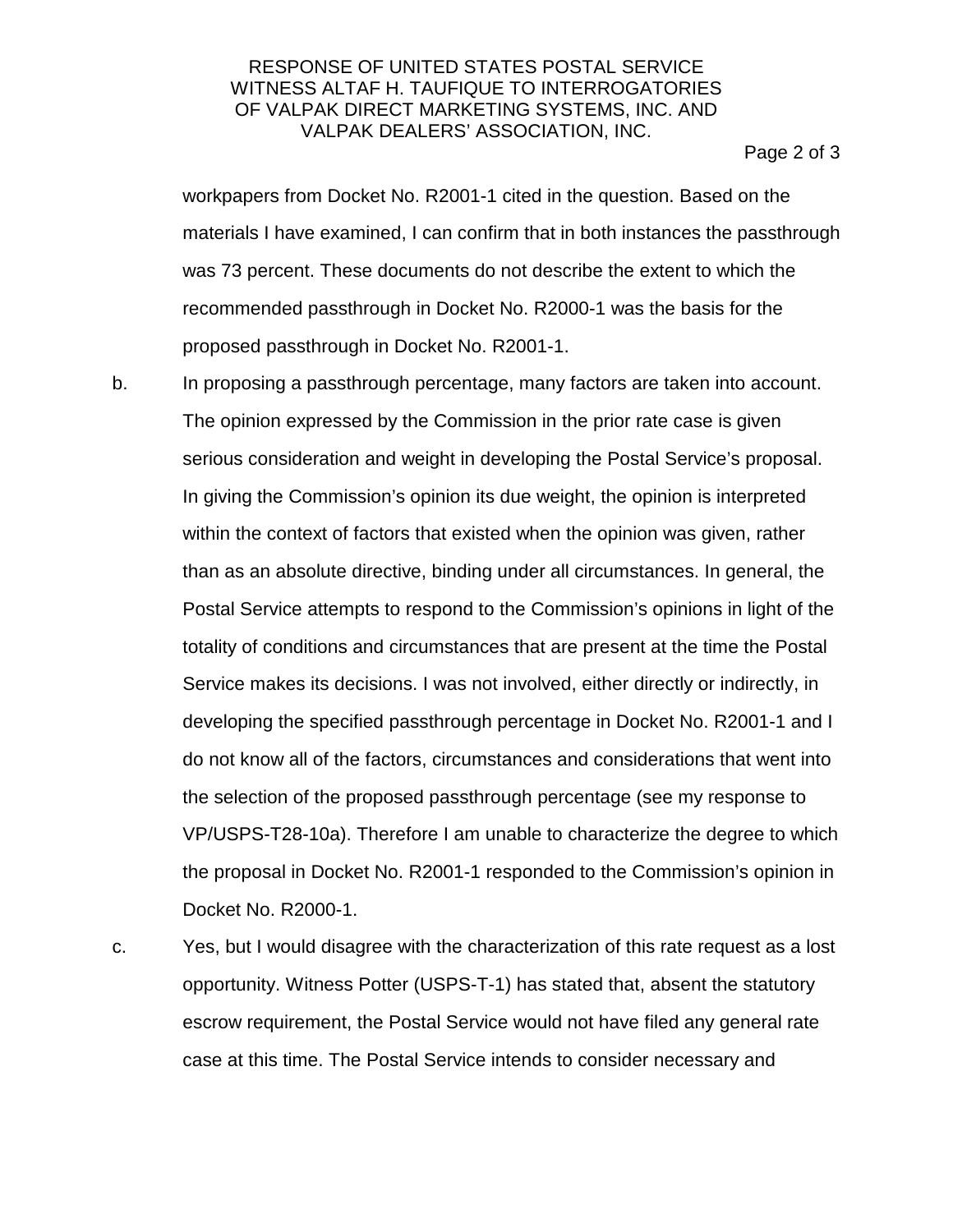workpapers from Docket No. R2001-1 cited in the question. Based on the materials I have examined, I can confirm that in both instances the passthrough was 73 percent. These documents do not describe the extent to which the recommended passthrough in Docket No. R2000-1 was the basis for the proposed passthrough in Docket No. R2001-1.

b. In proposing a passthrough percentage, many factors are taken into account. The opinion expressed by the Commission in the prior rate case is given serious consideration and weight in developing the Postal Service's proposal. In giving the Commission's opinion its due weight, the opinion is interpreted within the context of factors that existed when the opinion was given, rather than as an absolute directive, binding under all circumstances. In general, the Postal Service attempts to respond to the Commission's opinions in light of the totality of conditions and circumstances that are present at the time the Postal Service makes its decisions. I was not involved, either directly or indirectly, in developing the specified passthrough percentage in Docket No. R2001-1 and I do not know all of the factors, circumstances and considerations that went into the selection of the proposed passthrough percentage (see my response to VP/USPS-T28-10a). Therefore I am unable to characterize the degree to which the proposal in Docket No. R2001-1 responded to the Commission's opinion in Docket No. R2000-1.

c. Yes, but I would disagree with the characterization of this rate request as a lost opportunity. Witness Potter (USPS-T-1) has stated that, absent the statutory escrow requirement, the Postal Service would not have filed any general rate case at this time. The Postal Service intends to consider necessary and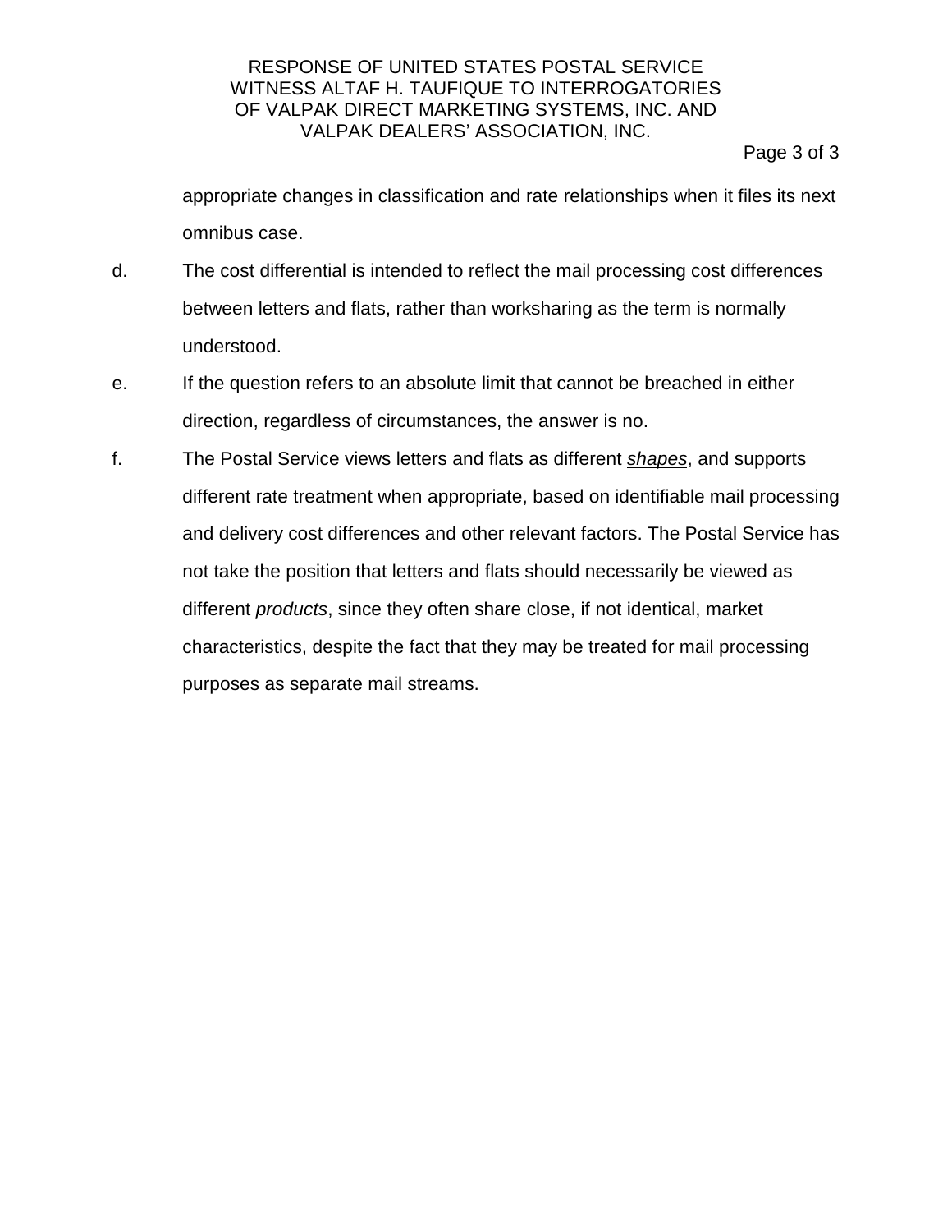appropriate changes in classification and rate relationships when it files its next omnibus case.

d. The cost differential is intended to reflect the mail processing cost differences between letters and flats, rather than worksharing as the term is normally understood.

e. If the question refers to an absolute limit that cannot be breached in either direction, regardless of circumstances, the answer is no.

f. The Postal Service views letters and flats as different *shapes*, and supports different rate treatment when appropriate, based on identifiable mail processing and delivery cost differences and other relevant factors. The Postal Service has not take the position that letters and flats should necessarily be viewed as different *products*, since they often share close, if not identical, market characteristics, despite the fact that they may be treated for mail processing purposes as separate mail streams.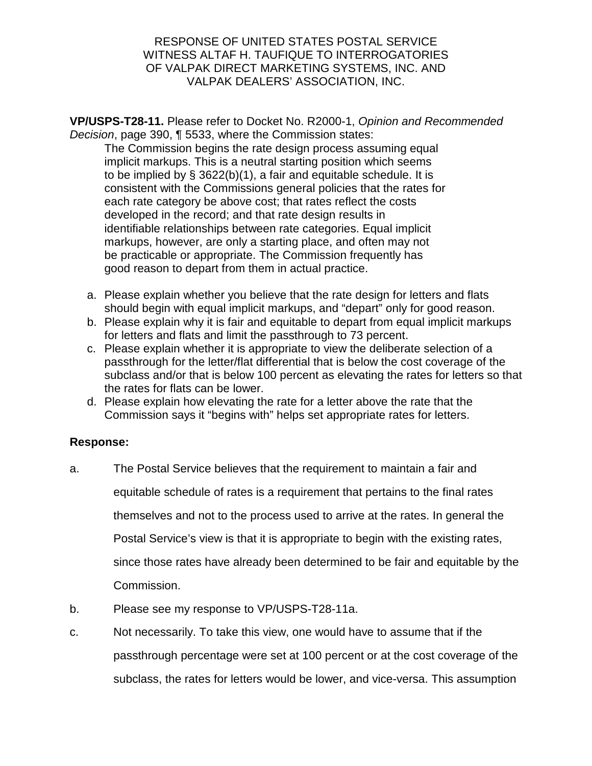RESPONSE OF UNITED STATES POSTAL SERVICE
WITNESS ALTAF H. TAUFIQUE TO INTERROGATORIES
OF VALPAK DIRECT MARKETING SYSTEMS, INC. AND
VALPAK DEALERS' ASSOCIATION, INC.

**VP/USPS-T28-11.** Please refer to Docket No. R2000-1, *Opinion and Recommended Decision*, page 390, ¶ 5533, where the Commission states:

> The Commission begins the rate design process assuming equal implicit markups. This is a neutral starting position which seems to be implied by § 3622(b)(1), a fair and equitable schedule. It is consistent with the Commissions general policies that the rates for each rate category be above cost; that rates reflect the costs developed in the record; and that rate design results in identifiable relationships between rate categories. Equal implicit markups, however, are only a starting place, and often may not be practicable or appropriate. The Commission frequently has good reason to depart from them in actual practice.

a. Please explain whether you believe that the rate design for letters and flats should begin with equal implicit markups, and "depart" only for good reason.
b. Please explain why it is fair and equitable to depart from equal implicit markups for letters and flats and limit the passthrough to 73 percent.
c. Please explain whether it is appropriate to view the deliberate selection of a passthrough for the letter/flat differential that is below the cost coverage of the subclass and/or that is below 100 percent as elevating the rates for letters so that the rates for flats can be lower.
d. Please explain how elevating the rate for a letter above the rate that the Commission says it "begins with" helps set appropriate rates for letters.

**Response:**

a. The Postal Service believes that the requirement to maintain a fair and equitable schedule of rates is a requirement that pertains to the final rates themselves and not to the process used to arrive at the rates. In general the Postal Service's view is that it is appropriate to begin with the existing rates, since those rates have already been determined to be fair and equitable by the Commission.

b. Please see my response to VP/USPS-T28-11a.

c. Not necessarily. To take this view, one would have to assume that if the passthrough percentage were set at 100 percent or at the cost coverage of the subclass, the rates for letters would be lower, and vice-versa. This assumption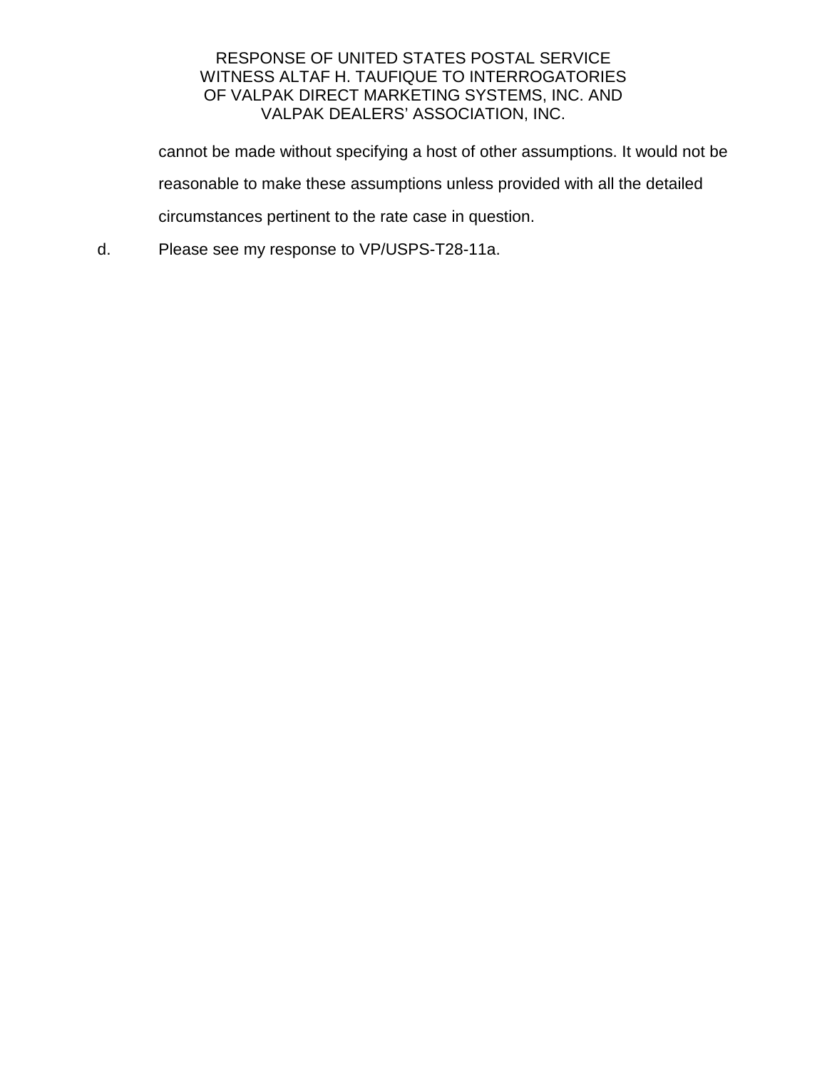cannot be made without specifying a host of other assumptions. It would not be reasonable to make these assumptions unless provided with all the detailed circumstances pertinent to the rate case in question.

d. Please see my response to VP/USPS-T28-11a.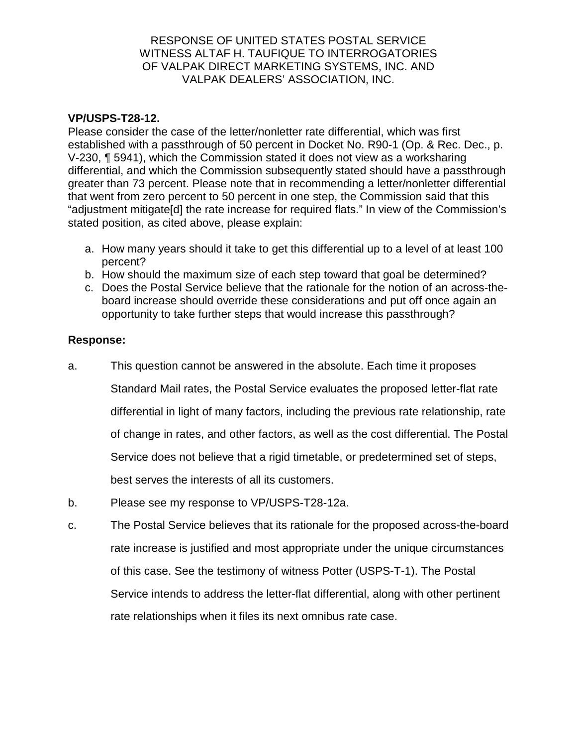RESPONSE OF UNITED STATES POSTAL SERVICE
WITNESS ALTAF H. TAUFIQUE TO INTERROGATORIES
OF VALPAK DIRECT MARKETING SYSTEMS, INC. AND
VALPAK DEALERS' ASSOCIATION, INC.

**VP/USPS-T28-12.**

Please consider the case of the letter/nonletter rate differential, which was first established with a passthrough of 50 percent in Docket No. R90-1 (Op. & Rec. Dec., p. V-230, ¶ 5941), which the Commission stated it does not view as a worksharing differential, and which the Commission subsequently stated should have a passthrough greater than 73 percent. Please note that in recommending a letter/nonletter differential that went from zero percent to 50 percent in one step, the Commission said that this "adjustment mitigate[d] the rate increase for required flats." In view of the Commission's stated position, as cited above, please explain:

a. How many years should it take to get this differential up to a level of at least 100 percent?
b. How should the maximum size of each step toward that goal be determined?
c. Does the Postal Service believe that the rationale for the notion of an across-the-board increase should override these considerations and put off once again an opportunity to take further steps that would increase this passthrough?

**Response:**

a. This question cannot be answered in the absolute. Each time it proposes Standard Mail rates, the Postal Service evaluates the proposed letter-flat rate differential in light of many factors, including the previous rate relationship, rate of change in rates, and other factors, as well as the cost differential. The Postal Service does not believe that a rigid timetable, or predetermined set of steps, best serves the interests of all its customers.

b. Please see my response to VP/USPS-T28-12a.

c. The Postal Service believes that its rationale for the proposed across-the-board rate increase is justified and most appropriate under the unique circumstances of this case. See the testimony of witness Potter (USPS-T-1). The Postal Service intends to address the letter-flat differential, along with other pertinent rate relationships when it files its next omnibus rate case.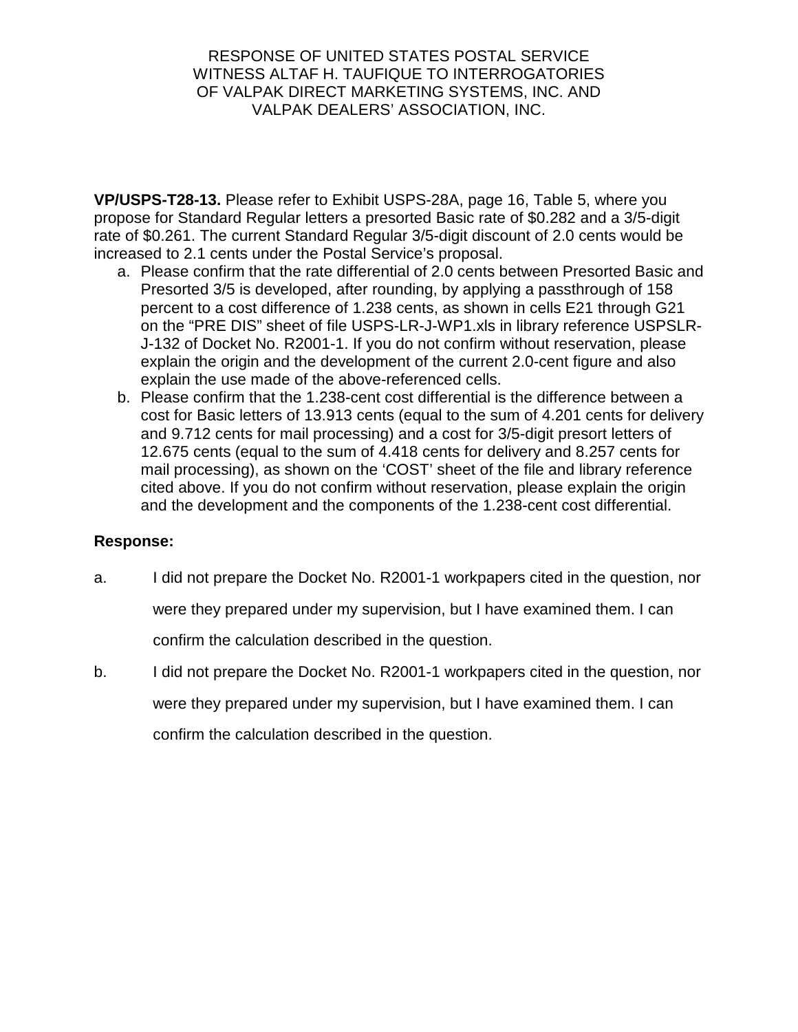RESPONSE OF UNITED STATES POSTAL SERVICE
WITNESS ALTAF H. TAUFIQUE TO INTERROGATORIES
OF VALPAK DIRECT MARKETING SYSTEMS, INC. AND
VALPAK DEALERS' ASSOCIATION, INC.

**VP/USPS-T28-13.** Please refer to Exhibit USPS-28A, page 16, Table 5, where you propose for Standard Regular letters a presorted Basic rate of $0.282 and a 3/5-digit rate of $0.261. The current Standard Regular 3/5-digit discount of 2.0 cents would be increased to 2.1 cents under the Postal Service's proposal.

a. Please confirm that the rate differential of 2.0 cents between Presorted Basic and Presorted 3/5 is developed, after rounding, by applying a passthrough of 158 percent to a cost difference of 1.238 cents, as shown in cells E21 through G21 on the "PRE DIS" sheet of file USPS-LR-J-WP1.xls in library reference USPSLR-J-132 of Docket No. R2001-1. If you do not confirm without reservation, please explain the origin and the development of the current 2.0-cent figure and also explain the use made of the above-referenced cells.

b. Please confirm that the 1.238-cent cost differential is the difference between a cost for Basic letters of 13.913 cents (equal to the sum of 4.201 cents for delivery and 9.712 cents for mail processing) and a cost for 3/5-digit presort letters of 12.675 cents (equal to the sum of 4.418 cents for delivery and 8.257 cents for mail processing), as shown on the 'COST' sheet of the file and library reference cited above. If you do not confirm without reservation, please explain the origin and the development and the components of the 1.238-cent cost differential.

**Response:**

a. I did not prepare the Docket No. R2001-1 workpapers cited in the question, nor were they prepared under my supervision, but I have examined them. I can confirm the calculation described in the question.

b. I did not prepare the Docket No. R2001-1 workpapers cited in the question, nor were they prepared under my supervision, but I have examined them. I can confirm the calculation described in the question.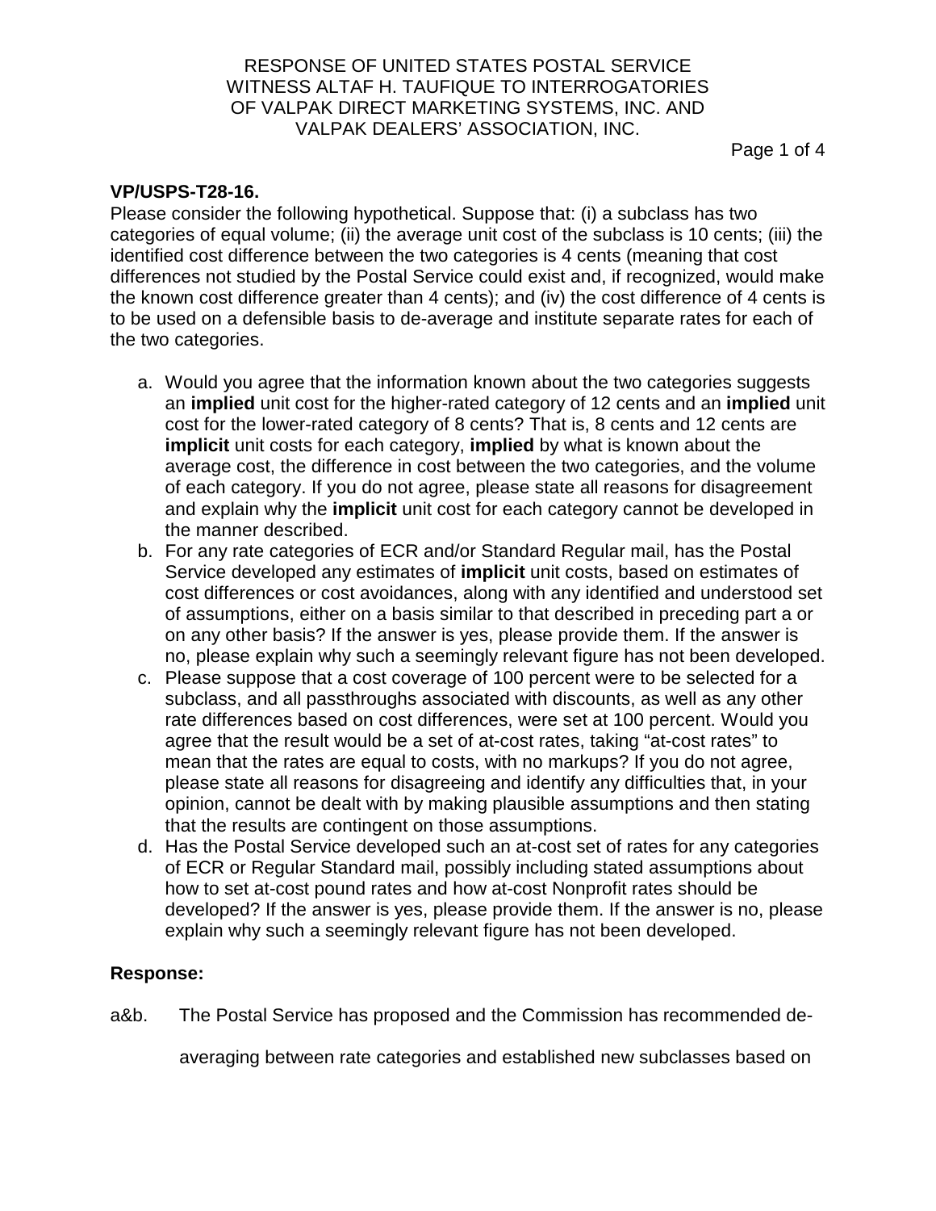RESPONSE OF UNITED STATES POSTAL SERVICE
WITNESS ALTAF H. TAUFIQUE TO INTERROGATORIES
OF VALPAK DIRECT MARKETING SYSTEMS, INC. AND
VALPAK DEALERS' ASSOCIATION, INC.

**VP/USPS-T28-16.**

Please consider the following hypothetical. Suppose that: (i) a subclass has two categories of equal volume; (ii) the average unit cost of the subclass is 10 cents; (iii) the identified cost difference between the two categories is 4 cents (meaning that cost differences not studied by the Postal Service could exist and, if recognized, would make the known cost difference greater than 4 cents); and (iv) the cost difference of 4 cents is to be used on a defensible basis to de-average and institute separate rates for each of the two categories.

a. Would you agree that the information known about the two categories suggests an **implied** unit cost for the higher-rated category of 12 cents and an **implied** unit cost for the lower-rated category of 8 cents? That is, 8 cents and 12 cents are **implicit** unit costs for each category, **implied** by what is known about the average cost, the difference in cost between the two categories, and the volume of each category. If you do not agree, please state all reasons for disagreement and explain why the **implicit** unit cost for each category cannot be developed in the manner described.

b. For any rate categories of ECR and/or Standard Regular mail, has the Postal Service developed any estimates of **implicit** unit costs, based on estimates of cost differences or cost avoidances, along with any identified and understood set of assumptions, either on a basis similar to that described in preceding part a or on any other basis? If the answer is yes, please provide them. If the answer is no, please explain why such a seemingly relevant figure has not been developed.

c. Please suppose that a cost coverage of 100 percent were to be selected for a subclass, and all passthroughs associated with discounts, as well as any other rate differences based on cost differences, were set at 100 percent. Would you agree that the result would be a set of at-cost rates, taking "at-cost rates" to mean that the rates are equal to costs, with no markups? If you do not agree, please state all reasons for disagreeing and identify any difficulties that, in your opinion, cannot be dealt with by making plausible assumptions and then stating that the results are contingent on those assumptions.

d. Has the Postal Service developed such an at-cost set of rates for any categories of ECR or Regular Standard mail, possibly including stated assumptions about how to set at-cost pound rates and how at-cost Nonprofit rates should be developed? If the answer is yes, please provide them. If the answer is no, please explain why such a seemingly relevant figure has not been developed.

**Response:**

a&b. The Postal Service has proposed and the Commission has recommended de-averaging between rate categories and established new subclasses based on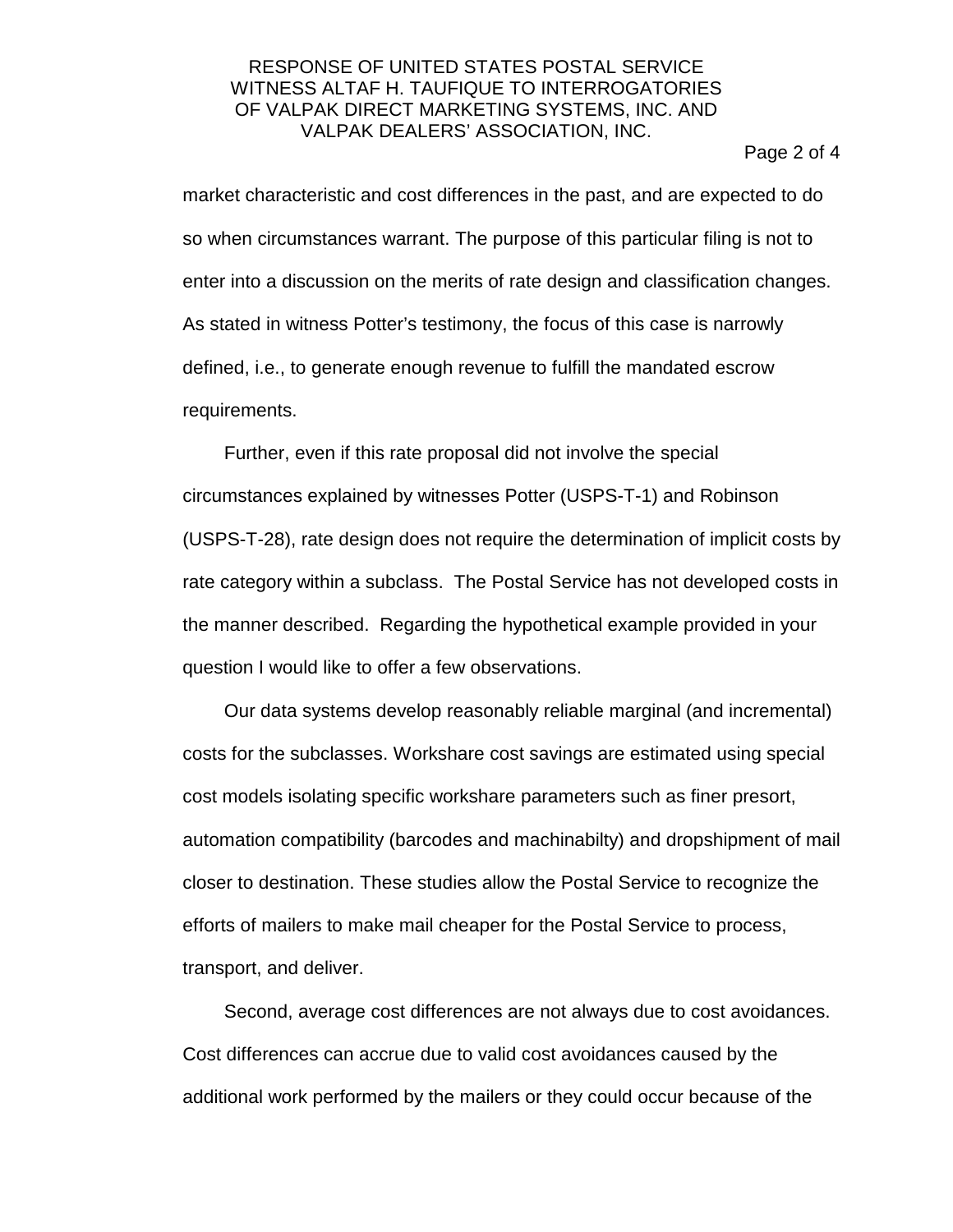market characteristic and cost differences in the past, and are expected to do so when circumstances warrant. The purpose of this particular filing is not to enter into a discussion on the merits of rate design and classification changes. As stated in witness Potter's testimony, the focus of this case is narrowly defined, i.e., to generate enough revenue to fulfill the mandated escrow requirements.

Further, even if this rate proposal did not involve the special circumstances explained by witnesses Potter (USPS-T-1) and Robinson (USPS-T-28), rate design does not require the determination of implicit costs by rate category within a subclass. The Postal Service has not developed costs in the manner described. Regarding the hypothetical example provided in your question I would like to offer a few observations.

Our data systems develop reasonably reliable marginal (and incremental) costs for the subclasses. Workshare cost savings are estimated using special cost models isolating specific workshare parameters such as finer presort, automation compatibility (barcodes and machinabilty) and dropshipment of mail closer to destination. These studies allow the Postal Service to recognize the efforts of mailers to make mail cheaper for the Postal Service to process, transport, and deliver.

Second, average cost differences are not always due to cost avoidances. Cost differences can accrue due to valid cost avoidances caused by the additional work performed by the mailers or they could occur because of the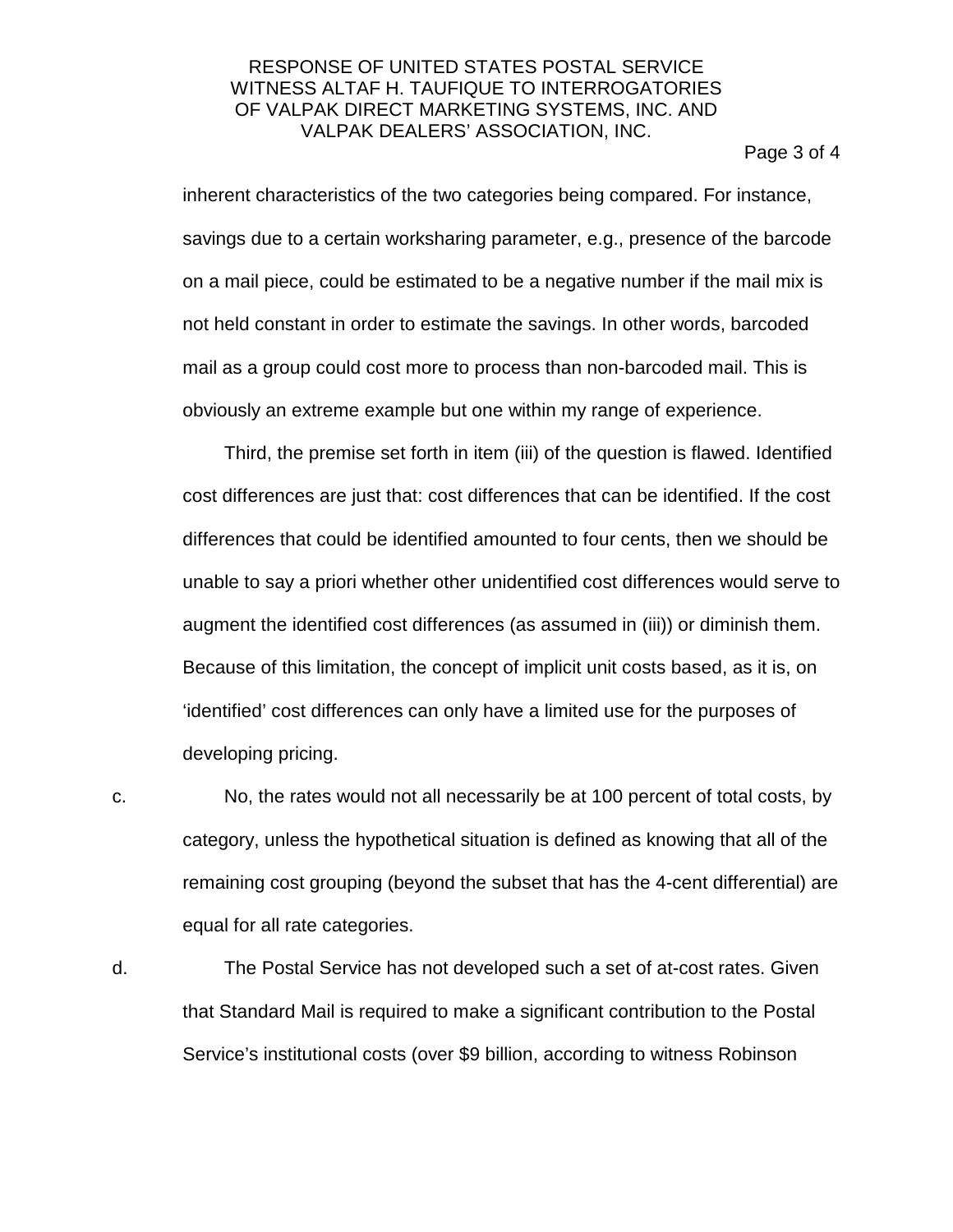inherent characteristics of the two categories being compared. For instance, savings due to a certain worksharing parameter, e.g., presence of the barcode on a mail piece, could be estimated to be a negative number if the mail mix is not held constant in order to estimate the savings. In other words, barcoded mail as a group could cost more to process than non-barcoded mail. This is obviously an extreme example but one within my range of experience.

Third, the premise set forth in item (iii) of the question is flawed. Identified cost differences are just that: cost differences that can be identified. If the cost differences that could be identified amounted to four cents, then we should be unable to say a priori whether other unidentified cost differences would serve to augment the identified cost differences (as assumed in (iii)) or diminish them. Because of this limitation, the concept of implicit unit costs based, as it is, on 'identified' cost differences can only have a limited use for the purposes of developing pricing.

c. No, the rates would not all necessarily be at 100 percent of total costs, by category, unless the hypothetical situation is defined as knowing that all of the remaining cost grouping (beyond the subset that has the 4-cent differential) are equal for all rate categories.

d. The Postal Service has not developed such a set of at-cost rates. Given that Standard Mail is required to make a significant contribution to the Postal Service's institutional costs (over $9 billion, according to witness Robinson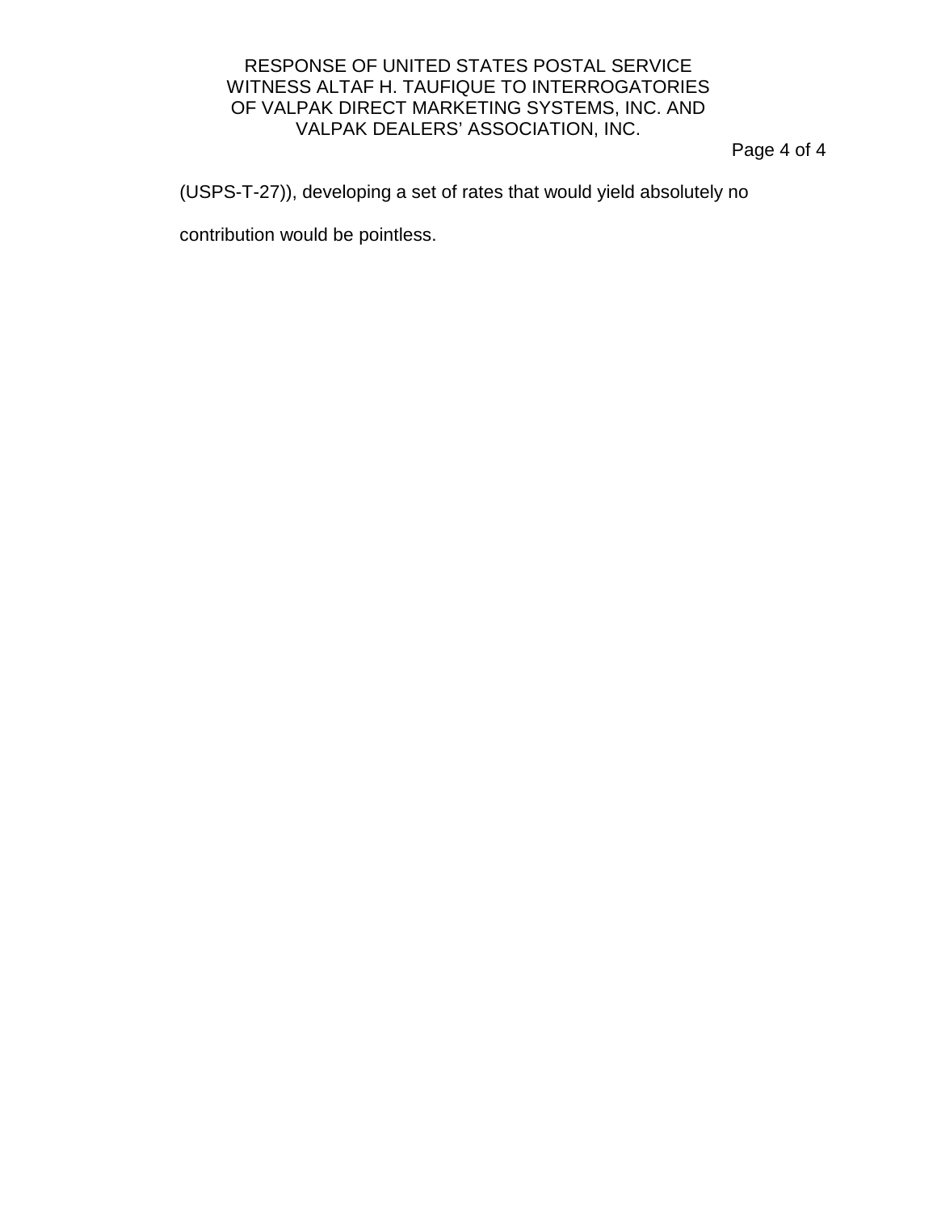(USPS-T-27)), developing a set of rates that would yield absolutely no contribution would be pointless.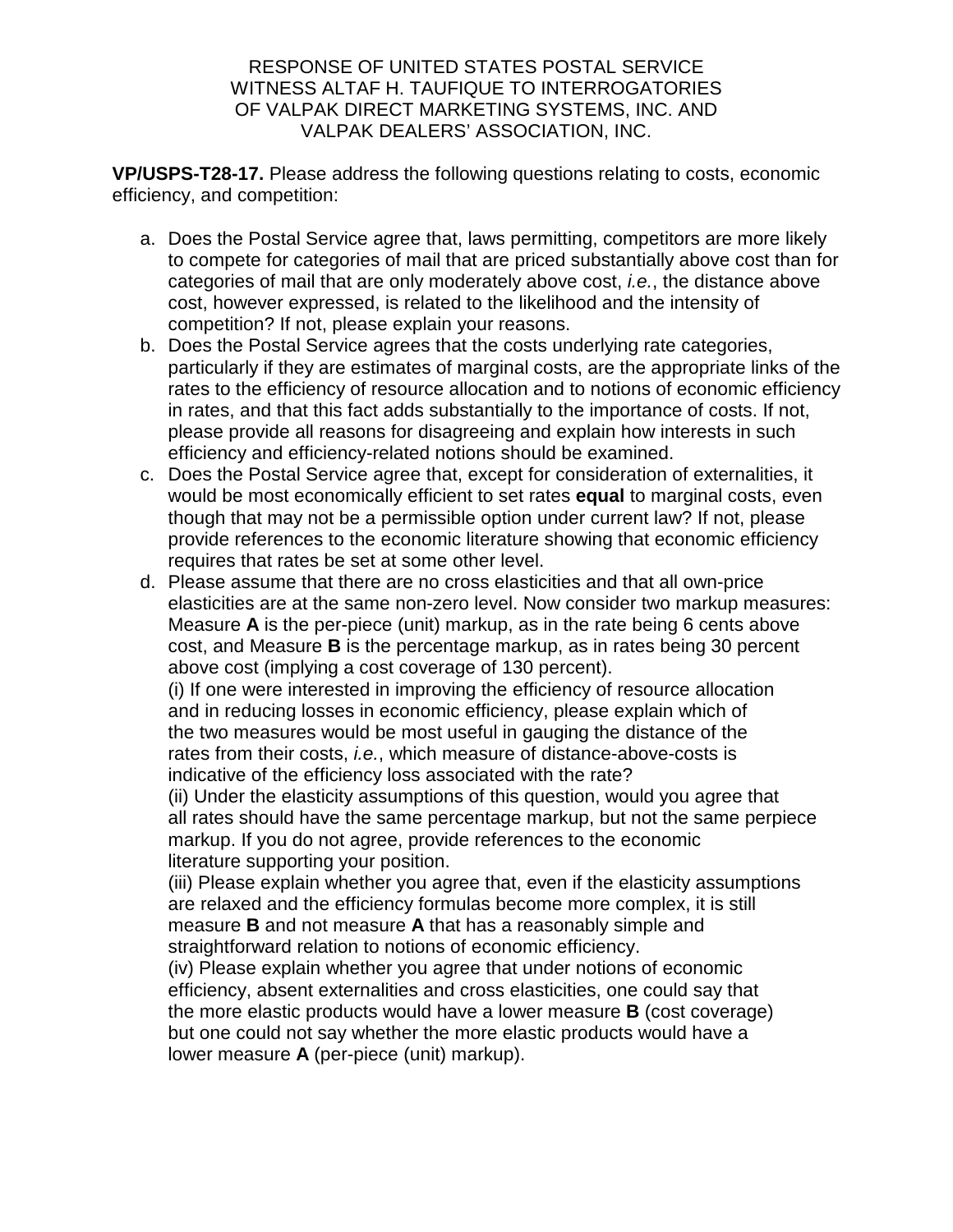RESPONSE OF UNITED STATES POSTAL SERVICE
WITNESS ALTAF H. TAUFIQUE TO INTERROGATORIES
OF VALPAK DIRECT MARKETING SYSTEMS, INC. AND
VALPAK DEALERS' ASSOCIATION, INC.

**VP/USPS-T28-17.** Please address the following questions relating to costs, economic efficiency, and competition:

a. Does the Postal Service agree that, laws permitting, competitors are more likely to compete for categories of mail that are priced substantially above cost than for categories of mail that are only moderately above cost, *i.e.*, the distance above cost, however expressed, is related to the likelihood and the intensity of competition? If not, please explain your reasons.

b. Does the Postal Service agrees that the costs underlying rate categories, particularly if they are estimates of marginal costs, are the appropriate links of the rates to the efficiency of resource allocation and to notions of economic efficiency in rates, and that this fact adds substantially to the importance of costs. If not, please provide all reasons for disagreeing and explain how interests in such efficiency and efficiency-related notions should be examined.

c. Does the Postal Service agree that, except for consideration of externalities, it would be most economically efficient to set rates **equal** to marginal costs, even though that may not be a permissible option under current law? If not, please provide references to the economic literature showing that economic efficiency requires that rates be set at some other level.

d. Please assume that there are no cross elasticities and that all own-price elasticities are at the same non-zero level. Now consider two markup measures: Measure **A** is the per-piece (unit) markup, as in the rate being 6 cents above cost, and Measure **B** is the percentage markup, as in rates being 30 percent above cost (implying a cost coverage of 130 percent).

   (i) If one were interested in improving the efficiency of resource allocation and in reducing losses in economic efficiency, please explain which of the two measures would be most useful in gauging the distance of the rates from their costs, *i.e.*, which measure of distance-above-costs is indicative of the efficiency loss associated with the rate?

   (ii) Under the elasticity assumptions of this question, would you agree that all rates should have the same percentage markup, but not the same perpiece markup. If you do not agree, provide references to the economic literature supporting your position.

   (iii) Please explain whether you agree that, even if the elasticity assumptions are relaxed and the efficiency formulas become more complex, it is still measure **B** and not measure **A** that has a reasonably simple and straightforward relation to notions of economic efficiency.

   (iv) Please explain whether you agree that under notions of economic efficiency, absent externalities and cross elasticities, one could say that the more elastic products would have a lower measure **B** (cost coverage) but one could not say whether the more elastic products would have a lower measure **A** (per-piece (unit) markup).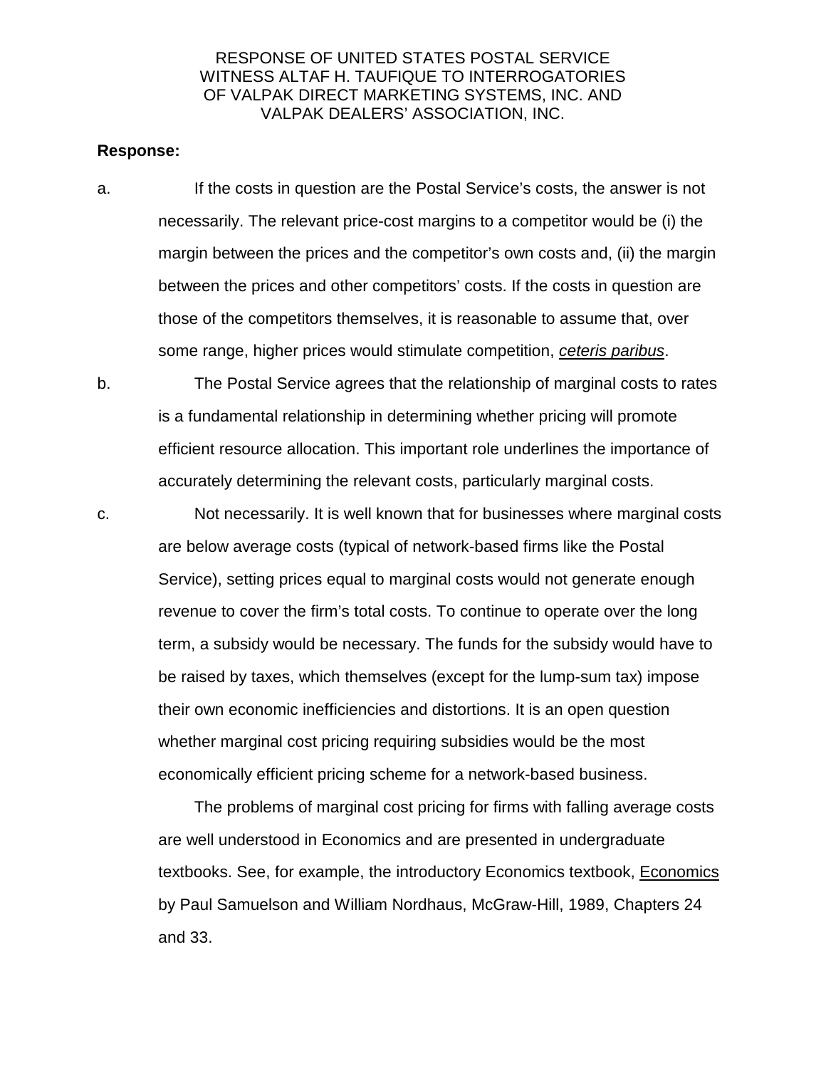RESPONSE OF UNITED STATES POSTAL SERVICE
WITNESS ALTAF H. TAUFIQUE TO INTERROGATORIES
OF VALPAK DIRECT MARKETING SYSTEMS, INC. AND
VALPAK DEALERS' ASSOCIATION, INC.

**Response:**

a. If the costs in question are the Postal Service's costs, the answer is not necessarily. The relevant price-cost margins to a competitor would be (i) the margin between the prices and the competitor's own costs and, (ii) the margin between the prices and other competitors' costs. If the costs in question are those of the competitors themselves, it is reasonable to assume that, over some range, higher prices would stimulate competition, *ceteris paribus*.

b. The Postal Service agrees that the relationship of marginal costs to rates is a fundamental relationship in determining whether pricing will promote efficient resource allocation. This important role underlines the importance of accurately determining the relevant costs, particularly marginal costs.

c. Not necessarily. It is well known that for businesses where marginal costs are below average costs (typical of network-based firms like the Postal Service), setting prices equal to marginal costs would not generate enough revenue to cover the firm's total costs. To continue to operate over the long term, a subsidy would be necessary. The funds for the subsidy would have to be raised by taxes, which themselves (except for the lump-sum tax) impose their own economic inefficiencies and distortions. It is an open question whether marginal cost pricing requiring subsidies would be the most economically efficient pricing scheme for a network-based business.

   The problems of marginal cost pricing for firms with falling average costs are well understood in Economics and are presented in undergraduate textbooks. See, for example, the introductory Economics textbook, Economics by Paul Samuelson and William Nordhaus, McGraw-Hill, 1989, Chapters 24 and 33.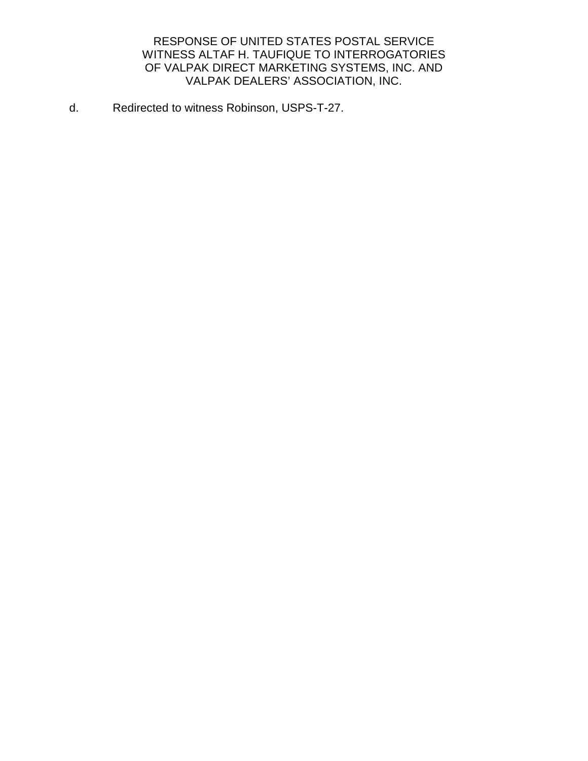RESPONSE OF UNITED STATES POSTAL SERVICE
WITNESS ALTAF H. TAUFIQUE TO INTERROGATORIES
OF VALPAK DIRECT MARKETING SYSTEMS, INC. AND
VALPAK DEALERS' ASSOCIATION, INC.

d. Redirected to witness Robinson, USPS-T-27.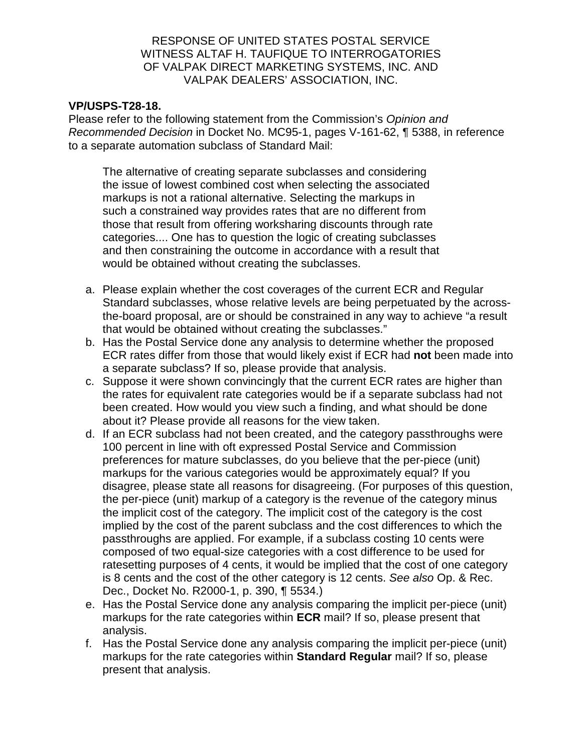RESPONSE OF UNITED STATES POSTAL SERVICE
WITNESS ALTAF H. TAUFIQUE TO INTERROGATORIES
OF VALPAK DIRECT MARKETING SYSTEMS, INC. AND
VALPAK DEALERS' ASSOCIATION, INC.

**VP/USPS-T28-18.**

Please refer to the following statement from the Commission's *Opinion and Recommended Decision* in Docket No. MC95-1, pages V-161-62, ¶ 5388, in reference to a separate automation subclass of Standard Mail:

> The alternative of creating separate subclasses and considering the issue of lowest combined cost when selecting the associated markups is not a rational alternative. Selecting the markups in such a constrained way provides rates that are no different from those that result from offering worksharing discounts through rate categories.... One has to question the logic of creating subclasses and then constraining the outcome in accordance with a result that would be obtained without creating the subclasses.

a. Please explain whether the cost coverages of the current ECR and Regular Standard subclasses, whose relative levels are being perpetuated by the across-the-board proposal, are or should be constrained in any way to achieve "a result that would be obtained without creating the subclasses."

b. Has the Postal Service done any analysis to determine whether the proposed ECR rates differ from those that would likely exist if ECR had **not** been made into a separate subclass? If so, please provide that analysis.

c. Suppose it were shown convincingly that the current ECR rates are higher than the rates for equivalent rate categories would be if a separate subclass had not been created. How would you view such a finding, and what should be done about it? Please provide all reasons for the view taken.

d. If an ECR subclass had not been created, and the category passthroughs were 100 percent in line with oft expressed Postal Service and Commission preferences for mature subclasses, do you believe that the per-piece (unit) markups for the various categories would be approximately equal? If you disagree, please state all reasons for disagreeing. (For purposes of this question, the per-piece (unit) markup of a category is the revenue of the category minus the implicit cost of the category. The implicit cost of the category is the cost implied by the cost of the parent subclass and the cost differences to which the passthroughs are applied. For example, if a subclass costing 10 cents were composed of two equal-size categories with a cost difference to be used for ratesetting purposes of 4 cents, it would be implied that the cost of one category is 8 cents and the cost of the other category is 12 cents. *See also* Op. & Rec. Dec., Docket No. R2000-1, p. 390, ¶ 5534.)

e. Has the Postal Service done any analysis comparing the implicit per-piece (unit) markups for the rate categories within **ECR** mail? If so, please present that analysis.

f. Has the Postal Service done any analysis comparing the implicit per-piece (unit) markups for the rate categories within **Standard Regular** mail? If so, please present that analysis.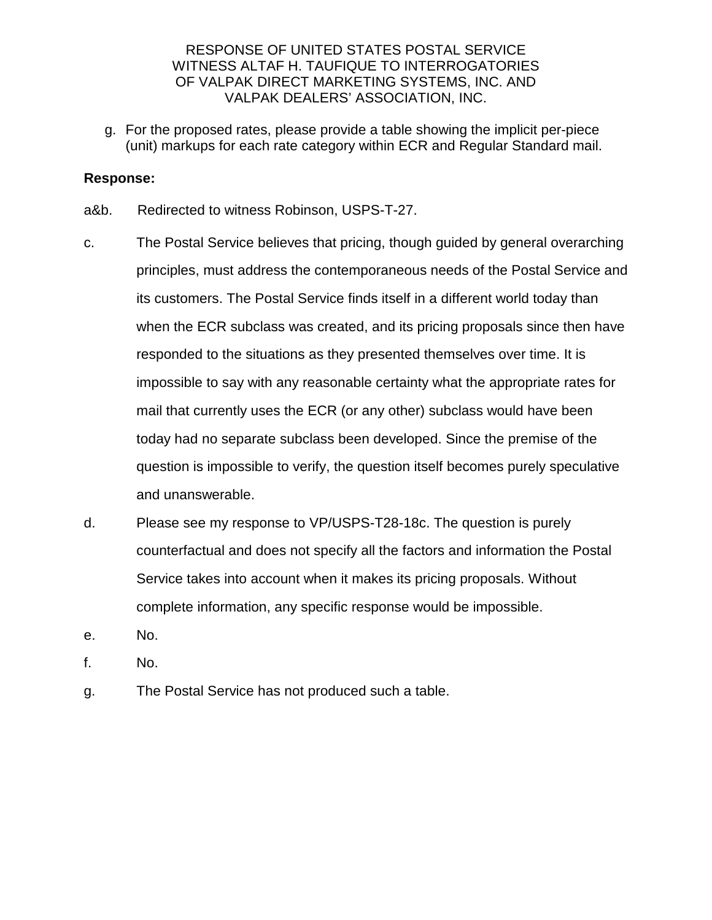RESPONSE OF UNITED STATES POSTAL SERVICE
WITNESS ALTAF H. TAUFIQUE TO INTERROGATORIES
OF VALPAK DIRECT MARKETING SYSTEMS, INC. AND
VALPAK DEALERS' ASSOCIATION, INC.

g. For the proposed rates, please provide a table showing the implicit per-piece (unit) markups for each rate category within ECR and Regular Standard mail.

**Response:**

a&b. Redirected to witness Robinson, USPS-T-27.

c. The Postal Service believes that pricing, though guided by general overarching principles, must address the contemporaneous needs of the Postal Service and its customers. The Postal Service finds itself in a different world today than when the ECR subclass was created, and its pricing proposals since then have responded to the situations as they presented themselves over time. It is impossible to say with any reasonable certainty what the appropriate rates for mail that currently uses the ECR (or any other) subclass would have been today had no separate subclass been developed. Since the premise of the question is impossible to verify, the question itself becomes purely speculative and unanswerable.

d. Please see my response to VP/USPS-T28-18c. The question is purely counterfactual and does not specify all the factors and information the Postal Service takes into account when it makes its pricing proposals. Without complete information, any specific response would be impossible.

e. No.

f. No.

g. The Postal Service has not produced such a table.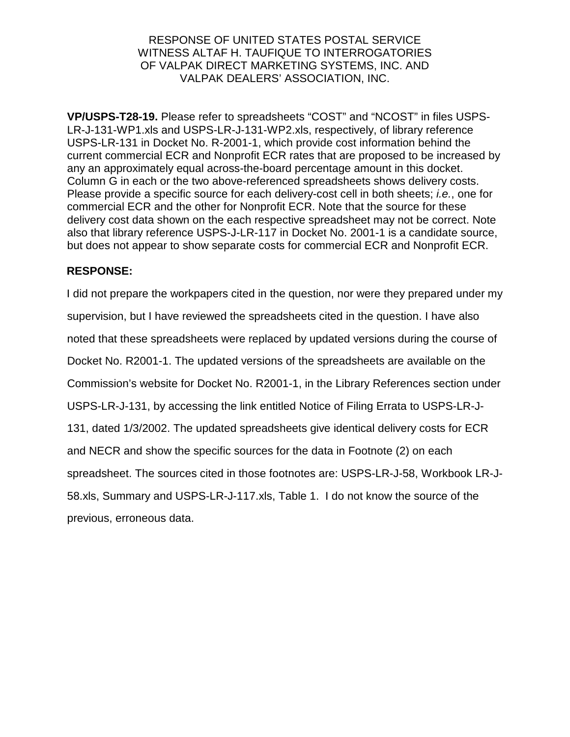RESPONSE OF UNITED STATES POSTAL SERVICE
WITNESS ALTAF H. TAUFIQUE TO INTERROGATORIES
OF VALPAK DIRECT MARKETING SYSTEMS, INC. AND
VALPAK DEALERS' ASSOCIATION, INC.

**VP/USPS-T28-19.** Please refer to spreadsheets "COST" and "NCOST" in files USPS-LR-J-131-WP1.xls and USPS-LR-J-131-WP2.xls, respectively, of library reference USPS-LR-131 in Docket No. R-2001-1, which provide cost information behind the current commercial ECR and Nonprofit ECR rates that are proposed to be increased by any an approximately equal across-the-board percentage amount in this docket. Column G in each or the two above-referenced spreadsheets shows delivery costs. Please provide a specific source for each delivery-cost cell in both sheets; *i.e.*, one for commercial ECR and the other for Nonprofit ECR. Note that the source for these delivery cost data shown on the each respective spreadsheet may not be correct. Note also that library reference USPS-J-LR-117 in Docket No. 2001-1 is a candidate source, but does not appear to show separate costs for commercial ECR and Nonprofit ECR.

**RESPONSE:**

I did not prepare the workpapers cited in the question, nor were they prepared under my supervision, but I have reviewed the spreadsheets cited in the question. I have also noted that these spreadsheets were replaced by updated versions during the course of Docket No. R2001-1. The updated versions of the spreadsheets are available on the Commission's website for Docket No. R2001-1, in the Library References section under USPS-LR-J-131, by accessing the link entitled Notice of Filing Errata to USPS-LR-J-131, dated 1/3/2002. The updated spreadsheets give identical delivery costs for ECR and NECR and show the specific sources for the data in Footnote (2) on each spreadsheet. The sources cited in those footnotes are: USPS-LR-J-58, Workbook LR-J-58.xls, Summary and USPS-LR-J-117.xls, Table 1. I do not know the source of the previous, erroneous data.